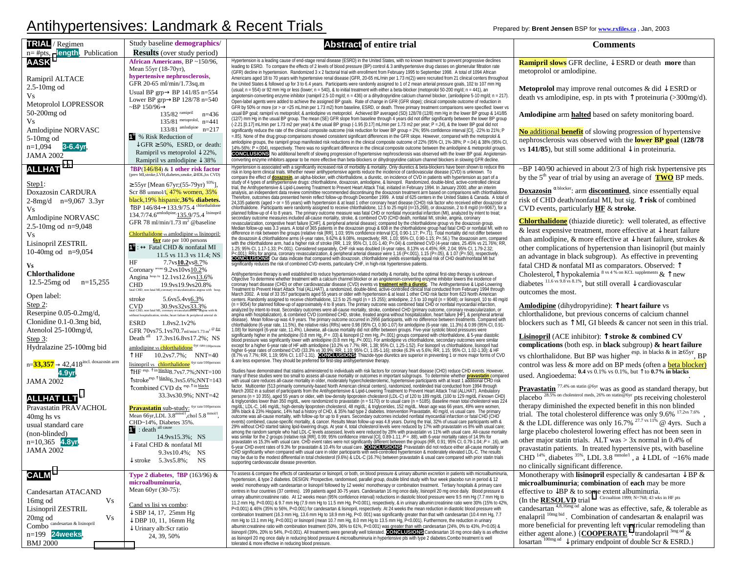# Antihypertensives: Landmark & Recent Trials

Prepared by: **Brent Jensen** BSP for **www.rxfiles.ca**, Jan, 2003

| **TRIAL** / Regimen n= #pts, **length**, Publication | Study baseline **demographics**/ **Results** (over study period) | **Abstract** of entire trial | **Comments** |
|---|---|---|---|
| **AASK**[1] <br><br> Ramipril ALTACE <br> 2.5-10mg od <br> Vs <br> Metoprolol LOPRESSOR <br> 50-200mg od <br> Vs <br> Amlodipine NORVASC <br> 5-10mg od <br> n=1,094 **3-6.4yr**, <br> JAMA 2002 | **African Americans**, BP ~150/96, Mean 55yr (18-70yr), **hypertensive nephrosclerosis**, GFR 20-65 ml/min/1.73sq.m <br> Usual BP grp→ BP 141/85 n=554 <br> Lower BP grp→ BP 128/78 n=540 <br> ~BP 150/96→ <br> 135/82 ramipril n=436 <br> 135/81 metoprolol n=441 <br> 133/81 amlodipine n=217 <br> **1°** % Risk Reduction of ↓GFR ≥50%, ESRD, or death: Ramipril vs metoprolol ↓22%, Ramipril vs amlodipine ↓38% | Hypertension is a leading cause of end-stage renal disease (ESRD) in the United States, with no known treatment to prevent progressive declines leading to ESRD. To compare the effects of 2 levels of blood pressure (BP) control & 3 antihypertensive drug classes on glomerular filtration rate (GFR) decline in hypertension. Randomized 3 x 2 factorial trial with enrollment from February 1995 to September 1998. A total of 1094 African Americans aged 18 to 70 years with hypertensive renal disease (GFR, 20-65 mL/min per 1.73 m(2)) were recruited from 21 clinical centers throughout the United States & followed up for 3 to 6.4 years. Participants were randomly assigned to 1 of 2 mean arterial pressure goals, 102 to 107 mm Hg (usual; n = 554) or 92 mm Hg or less (lower; n = 540), & to initial treatment with either a beta-blocker (metoprolol 50-200 mg/d; n = 441), an angiotensin-converting enzyme inhibitor (ramipril 2.5-10 mg/d; n = 436) or a dihydropyridine calcium channel blocker, (amlodipine 5-10 mg/d; n = 217). Open-label agents were added to achieve the assigned BP goals. Rate of change in GFR (GFR slope); clinical composite outcome of reduction in GFR by 50% or more (or > or =25 mL/min per 1.73 m2) from baseline, ESRD, or death. Three primary treatment comparisons were specified: lower vs usual BP goal; ramipril vs metoprolol; & amlodipine vs metoprolol. Achieved BP averaged (SD) 128/78 (12/8) mm Hg in the lower BP group & 141/85 (12/7) mm Hg in the usual BP group. The mean (SE) GFR slope from baseline through 4 years did not differ significantly between the lower BP group (-2.21 [0.17] mL/min per 1.73 m2 per year) & the usual BP group (-1.95 [0.17] mL/min per 1.73 m2 per year; P =.24), & the lower BP goal did not significantly reduce the rate of the clinical composite outcome (risk reduction for lower BP group = 2%; 95% confidence interval [CI], -22% to 21%; P =.85). None of the drug group comparisons showed consistent significant differences in the GFR slope. However, compared with the metoprolol & amlodipine groups, the ramipril group manifested risk reductions in the clinical composite outcome of 22% (95% CI, 1%-38%; P =.04) & 38% (95% CI, 14%-56%; P =.004), respectively. There was no significant difference in the clinical composite outcome between the amlodipine & metoprolol groups. **CONCLUSIONS**: No additional benefit of slowing progression of hypertensive nephrosclerosis was observed with the lower BP goal. Angiotensin-converting enzyme inhibitors appear to be more effective than beta-blockers or dihydropyridine calcium channel blockers in slowing GFR decline. | **Ramipril slows** GFR decline, ↓ESRD or death **more** than metoprolol or amlodipine. <br><br> **Metoprolol** may improve renal outcomes & did ↓ESRD or death vs amlodipine, esp. in pts with ↑proteinuria (>300mg/d). <br><br> **Amlodipine** arm **halted** based on safety monitoring board. <br><br> **No** additional **benefit** of slowing progression of hypertensive nephrosclerosis was observed with the **lower BP goal** (**128/78** vs **141/85**), but still some additional ↓in proteinuria. |
| **ALLHAT**[2,3] <br><br> Step1: <br> Doxazosin CARDURA <br> 2-8mg/d n=9,067 3.3yr <br> Vs <br> Amlodipine NORVASC <br> 2.5-10mg od n=9,048 <br> Vs <br> Lisinopril ZESTRIL <br> 10-40mg od n=9,054 <br> **Vs** <br> **Chlorthalidone** <br> 12.5-25mg od n=15,255 <br><br> Open label: <br> Step 2: <br> Reserpine 0.05-0.2mg/d, <br> Clonidine 0.1-0.3mg bid, <br> Atenolol 25-100mg/d, <br> Step 3: <br> Hydralazine 25-100mg bid <br><br> n=**33,357** → 42,418 incl. doxazosin arm **4.9yr**, <br> JAMA 2002 | ↑BP(146/84) & **1 other risk factor** (prev MI,stroke,LVH,diabetes,smoke,↓HDL,hx CVD) <br> ≥55yr [Mean 67yr;(55-79yr) 93%], Scr 88 ummol/l, 47% women, 35% black,19% hispanic,**36% diabetes.** <br> ↑BP 146/84→133.9/75.4 chlorthalidone 134.7/74.6 amlodipine, 135.9/75.4 lisinopril <br> GFR 78 ml/min/1.73 m² @baseline <br><br> Chlorthalidone vs amlodipine vs lisinopril: **6yr** rate per 100 persons <br> **1°**: ↔ Fatal CHD & nonfatal MI 11.5 vs 11.3 vs 11.4; NS <br> HF 7.7vs**10.2**vs8.7% <br> Coronary revasc 9.2vs10vs10.2% <br> Angina hosp./tx 12.1vs12.6vs13.6% <br> CHD 19.9vs19.9vs20.8% (fatal CHD, non fatal MI,coronary revascularization angina with hosp.) <br> stroke 5.6vs5.4vs6.3% <br> CVD 30.9vs32vs33.3% (fatal CHD, non fatal MI, coronary revascularization, angina with & without hospitalization, stroke, heart failure & peripheral arterial dx) <br> ESRD 1.8vs2.1v2% <br> GFR 70vs75.1vs70.7 ml/min/1.73 m² @4yr <br> Death all 17.3vs16.8vs17.2%; NS <br><br> amlodipine vs chlorthalidone 6yr rate/100persons <br> ↑HF 10.2vs7.7%; NNT=40 <br><br> lisinopril vs chlorthalidone 6yr rate/100persons <br> ↑HF esp. ↑in blacks 8.7vs7.7%;NNT=100 <br> ↑stroke esp. ↑blacks 6.3vs5.6%;NNT=143 <br> ↑combined CVD dx esp. ↑in blacks 33.3vs30.9%; NNT=42 | Hypertension is associated with a significantly increased risk of morbidity & mortality. Only diuretics & beta-blockers have been shown to reduce this risk in long-term clinical trials. Whether newer antihypertensive agents reduce the incidence of cardiovascular disease (CVD) is unknown. To compare the effect of **doxazosin**, an alpha-blocker, with chlorthalidone, a diuretic, on incidence of CVD in patients with hypertension as part of a study of 4 types of antihypertensive drugs: chlorthalidone, doxazosin, amlodipine, & lisinopril. Randomized, double-blind, active-controlled clinical trial, the Antihypertensive & Lipid-Lowering Treatment to Prevent Heart Attack Trial, initiated in February 1994. In January 2000, after an interim analysis, an independent data review committee recommended discontinuing the doxazosin treatment arm based on comparisons with chlorthalidone. Therefore, outcomes data presented herein reflect follow-up through December 1999. A total of 625 centers in the United States & Canada. A total of 24,335 patients (aged > or = 55 years) with hypertension & at least 1 other coronary heart disease (CHD) risk factor who received either doxazosin or chlorthalidone. Participants were randomly assigned to receive chlorthalidone, 12.5 to 25 mg/d (n=15,268), or doxazosin, 2 to 8 mg/d (n=9067), for a planned follow-up of 4 to 8 years. The primary outcome measure was fatal CHD or nonfatal myocardial infarction (MI), analyzed by intent to treat; secondary outcome measures included all-cause mortality, stroke, & combined CVD (CHD death, nonfatal MI, stroke, angina, coronary revascularization, congestive heart failure [CHF], & peripheral arterial disease); compared by the chlorthalidone group vs the doxazosin group. Median follow-up was 3.3 years. A total of 365 patients in the doxazosin group & 608 in the chlorthalidone group had fatal CHD or nonfatal MI, with no difference in risk between the groups (relative risk [RR], 1.03; 95% confidence interval [CI], 0.90-1.17; P=.71). Total mortality did not differ between the doxazosin & chlorthalidone arms (4-year rates, 9.62% & 9.08%, respectively; RR, 1.03; 95% CI, 0.90-1.15; P=.56.) The doxazosin arm, compared with the chlorthalidone arm, had a higher risk of stroke (RR, 1.19; 95% CI, 1.01-1.40; P=.04) & combined CVD (4-year rates, 25.45% vs 21.76%; RR, 1.25; 95% CI, 1.17-1.33; P<.001). Considered separately, CHF risk was doubled (4-year rates, 8.13% vs 4.45%; RR, 2.04; 95% CI, 1.79-2.32; P<.001); RRs for angina, coronary revascularization, & peripheral arterial disease were 1.16 (P<.001), 1.15 (P=.05), & 1.07 (P=.50), respectively. **CONCLUSIONS**: Our data indicate that compared with doxazosin, chlorthalidone yields essentially equal risk of CHD death/nonfatal MI but significantly reduces the risk of combined CVD events, particularly CHF, in high-risk hypertensive patients. <br><br> Antihypertensive therapy is well established to reduce hypertension-related morbidity & mortality, but the optimal first-step therapy is unknown. Objective To determine whether treatment with a calcium channel blocker or an angiotensin-converting enzyme inhibitor lowers the incidence of coronary heart disease (CHD) or other cardiovascular disease (CVD) events vs **treatment with a diuretic**. The Antihypertensive & Lipid-Lowering Treatment to Prevent Heart Attack Trial (ALLHAT), a randomized, double-blind, active-controlled clinical trial conducted from February 1994 through March 2002. A total of 33 357 participants aged 55 years or older with hypertension & at least 1 other CHD risk factor from 623 North American centers. Participants were randomly assigned to receive chlorthalidone, 12.5 to 25 mg/d (n = 15 255); amlodipine, 2.5 to 10 mg/d (n = 9048); or lisinopril, 10 to 40 mg/d (n = 9054) for planned follow-up of approximately 4 to 8 years. The primary outcome was combined fatal CHD or nonfatal myocardial infarction, analyzed by intent-to-treat. Secondary outcomes were all-cause mortality, stroke, combined CHD (primary outcome, coronary revascularization, or angina with hospitalization), & combined CVD (combined CHD, stroke, treated angina without hospitalization, heart failure [HF], & peripheral arterial disease). Mean follow-up was 4.9 years. The primary outcome occurred in 2956 participants, with no difference between treatments. Compared with chlorthalidone (6-year rate, 11.5%), the relative risks (RRs) were 0.98 (95% CI, 0.90-1.07) for amlodipine (6-year rate, 11.3%) & 0.99 (95% CI, 0.91-1.08) for lisinopril (6-year rate, 11.4%). Likewise, all-cause mortality did not differ between groups. Five-year systolic blood pressures were significantly higher in the amlodipine (0.8 mm Hg, P = .03) & lisinopril (2 mm Hg, P<.001) groups compared with chlorthalidone, & 5-year diastolic blood pressure was significantly lower with amlodipine (0.8 mm Hg, P<.001). For amlodipine vs chlorthalidone, secondary outcomes were similar except for a higher 6-year rate of HF with amlodipine (10.2% vs 7.7%; RR, 1.38; 95% CI, 1.25-1.52). For lisinopril vs chlorthalidone, lisinopril had higher 6-year rates of combined CVD (33.3% vs 30.9%; RR, 1.10; 95% CI, 1.05-1.16); stroke (6.3% vs 5.6%; RR, 1.15; 95% CI, 1.02-1.30); & HF (8.7% vs 7.7%; RR, 1.19; 95% CI, 1.07-1.31). **CONCLUSIONS**: Thiazide-type diuretics are superior in preventing 1 or more major forms of CVD & are less expensive. They should be preferred for first-step antihypertensive therapy. | ~BP 140/90 achieved in about 2/3 of high risk hypertensive pts by the 5th year of trial by using an average of **TWO** BP meds. <br><br> **Doxazosin** α blocker: arm **discontinued**, since essentially equal risk of CHD death/nonfatal MI, but sig. ↑**risk** of combined CVD events, particularly **HF** & **stroke**. <br><br> **Chlorthalidone** (thiazide diuretic): well tolerated, as effective & least expensive treatment, more effective at ↓heart failure than amlodipine, & more effective at ↓heart failure, strokes & other complications of hypertension than lisinopril (but mainly an advantage in black subgroup). As effective in preventing fatal CHD & nonfatal MI as comparators. Observed: ↑ Cholesterol, ↑hypokalemia 8 vs 4 % on KCL supplements & ↑new diabetes 11.6 vs 9.8 vs 8.1%, but still overall ↓cardiovascular outcomes the most. <br><br> **Amlodipine** (dihydropyridine): ↑**heart failure** vs chlorthalidone, but previous concerns of calcium channel blockers such as ↑MI, GI bleeds & cancer not seen in this trial. <br><br> **Lisinopril** (ACE inhibitor): ↑**stroke & combined CV complications** (both esp. in **black** subgroup) **& heart failure** vs chlorthalidone. But BP was higher esp. in blacks & in ≥65yr, BP control was less & more add on BP meds (often a beta blocker) used. Angioedema: **0.4** vs 0.1% vs 0.1%, but ↑to **0.7% in blacks**. |
| **ALLHAT LLT**[4] <br> Pravastatin PRAVACHOL <br> 40mg hs vs <br> usual standard care <br> (non-blinded) <br> n=10,365 **4.8yr**, <br> JAMA 2002 | **Pravastatin** sub-study: 6yr rate/100persons <br> Mean 66yr, LDL 3.8 mmol/l, chol 5.8 mmol/l, CHD~14%, Diabetes 35%. <br> **1°**: death all cause 14.9vs15.3%; NS <br> ↓Fatal CHD & nonfatal MI 9.3vs10.4%; NS <br> ↓stroke 5.3vs5.8%; NS | Studies have demonstrated that statins administered to individuals with risk factors for coronary heart disease (CHD) reduce CHD events. However, many of these studies were too small to assess all-cause mortality or outcomes in important subgroups. To determine whether **pravastatin** compared with usual care reduces all-cause mortality in older, moderately hypercholesterolemic, hypertensive participants with at least 1 additional CHD risk factor. Multicenter (513 primarily community-based North American clinical centers), randomized, nonblinded trial conducted from 1994 through March 2002 in a subset of participants from the Antihypertensive & Lipid-Lowering Treatment to Prevent Heart Attack Trial (ALLHAT). Ambulatory persons (n = 10 355), aged 55 years or older, with low-density lipoprotein cholesterol (LDL-C) of 120 to 189 mg/dL (100 to 129 mg/dL if known CHD) & triglycerides lower than 350 mg/dL, were randomized to pravastatin (n = 5170) or to usual care (n = 5185). Baseline mean total cholesterol was 224 mg/dL; LDL-C, 146 mg/dL; high-density lipoprotein cholesterol, 48 mg/dL; & triglycerides, 152 mg/dL. Mean age was 66 years, 49% were women, 38% black & 23% Hispanic, 14% had a history of CHD, & 35% had type 2 diabetes. Intervention Pravastatin, 40 mg/d, vs usual care. The primary outcome was all-cause mortality, with follow-up for up to 8 years. Secondary outcomes included nonfatal myocardial infarction or fatal CHD (CHD events) combined, cause-specific mortality, & cancer. Results Mean follow-up was 4.8 years. During the trial, 32% of usual care participants with & 29% without CHD started taking lipid-lowering drugs. At year 4, total cholesterol levels were reduced by 17% with pravastatin vs 8% with usual care; among the random sample who had LDL-C levels assessed, levels were reduced by 28% with pravastatin vs 11% with usual care. All-cause mortality was similar for the 2 groups (relative risk [RR], 0.99; 95% confidence interval [CI], 0.89-1.11; P = .88), with 6-year mortality rates of 14.9% for pravastatin vs 15.3% with usual care. CHD event rates were not significantly different between the groups (RR, 0.91; 95% CI, 0.79-1.04; P = .16), with 6-year CHD event rates of 9.3% for pravastatin & 10.4% for usual care. **CONCLUSIONS**: Pravastatin did not reduce either all-cause mortality or CHD significantly when compared with usual care in older participants with well-controlled hypertension & moderately elevated LDL-C. The results may be due to the modest differential in total cholesterol (9.6%) & LDL-C (16.7%) between pravastatin & usual care compared with prior statin trials supporting cardiovascular disease prevention. | **Pravastatin** 77.4% on statin @6yr was as good as standard therapy, but placebo 28.5% on cholesterol meds, 26% on statin@6yr pts receiving cholesterol therapy diminished the expected benefit in this non blinded trial. The total cholesterol difference was only 9.6% 17.2vs 7.6%, & the LDL difference was only 16.7% 27.7 vs 11% @ 4yrs. Such a large placebo cholesterol lowering effect has not been seen in other major statin trials. ALT was > 3x normal in 0.4% of pravastatin patients. In treated hypertensive pts, with baseline CHD 14%, diabetes 35%, LDL 3.8 mmole/l, a ↓LDL of ~16% made no clinically significant difference. |
| **CALM**[5] <br><br> Candesartan ATACAND <br> 16mg od Vs <br> Lisinopril ZESTRIL <br> 20mg od Vs <br> Combo candesartan & lisinopril <br> n=199 **24weeks**, <br> BMJ 2000 | **Type 2 diabetes**, ↑BP (163/96) & **microalbuminuria**, <br> Mean 60yr (30-75): <br><br> Cand vs lisi vs combo: <br> ↓SBP 14, 17, 25mm Hg <br> ↓DBP 10, 11, 16mm Hg <br> ↓Urinary alb:Scr ratio 24, 39, 50% | To assess & compare the effects of candesartan or lisinopril, or both, on blood pressure & urinary albumin excretion in patients with microalbuminuria, hypertension, & type 2 diabetes. DESIGN: Prospective, randomised, parallel group, double blind study with four week placebo run in period & 12 weeks' monotherapy with candesartan or lisinopril followed by 12 weeks' monotherapy or combination treatment. Tertiary hospitals & primary care centres in four countries (37 centres). 199 patients aged 30-75 years. Candesartan 16 mg once daily, lisinopril 20 mg once daily. Blood pressure & urinary albumin:creatinine ratio. At 12 weeks mean (95% confidence interval) reductions in diastolic blood pressure were 9.5 mm Hg (7.7 mm Hg to 11.2 mm Hg, P<0.001) & 9.7 mm Hg (7.9 mm Hg to 11.5 mm Hg, P<0.001), respectively, & in urinary albumin:creatinine ratio were 30% (15% to 42%, P<0.001) & 46% (35% to 56%, P<0.001) for candesartan & lisinopril, respectively. At 24 weeks the mean reduction in diastolic blood pressure with combination treatment (16.3 mm Hg, 13.6 mm Hg to 18.9 mm Hg, P<0.001) was significantly greater than that with candesartan (10.4 mm Hg, 7.7 mm Hg to 13.1 mm Hg, P<0.001) or lisinopril (mean 10.7 mm Hg, 8.0 mm Hg to 13.5 mm Hg, P<0.001). Furthermore, the reduction in urinary albumin:creatinine ratio with combination treatment (50%, 36% to 61%, P<0.001) was greater than with candesartan (24%, 0% to 43%, P=0.05) & lisinopril (39%, 20% to 54%, P<0.001). All treatments were generally well tolerated. **CONCLUSIONS**: Candesartan 16 mg once daily is as effective as lisinopril 20 mg once daily in reducing blood pressure & microalbuminuria in hypertensive patients with type 2 diabetes. Combo treatment is well tolerated & more effective in reducing blood pressure. | Monotherapy with **lisinopril** especially & candesartan ↓BP & **microalbuminuria**; **combination** of **each** may be more effective to ↓BP & to some extent albuminuria. (In the **RESOLVD** trial [6] Circualtion 1999; N=768; 43 wks in HF pts candesartan 4,8,16mg od alone was as effective, safe, & tolerable as enalapril 10mg bid. Combination of candesartan & enalapril was more beneficial for preventing left ventricular remodeling than either agent alone.) {**COOPERATE** [7]: trandolapril 3mg od & losartan 100mg od ↓primary endpoint of double Scr & ESRD.} |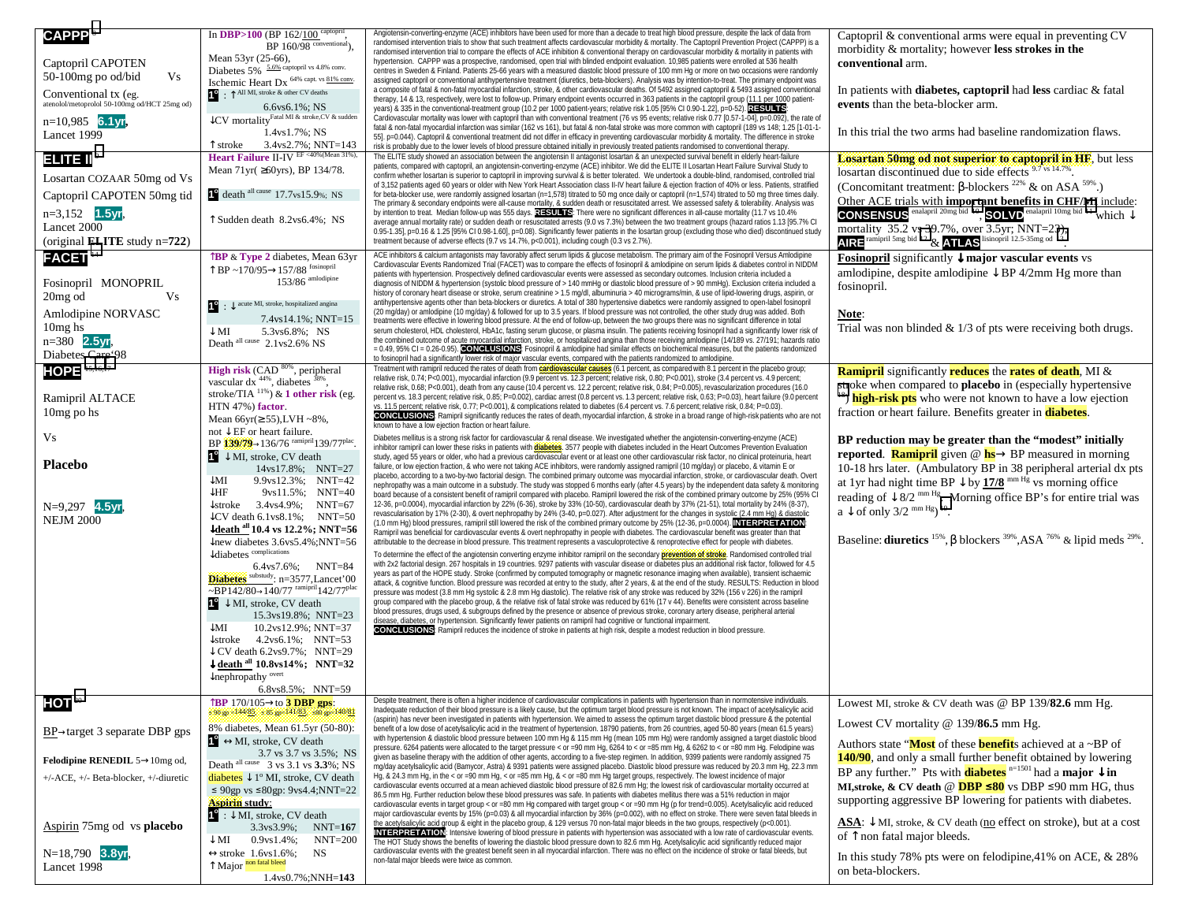| Trial | Population / Results | Abstract | Comments |
|---|---|---|---|
| **CAPPP**[6] Captopril CAPOTEN 50-100mg po od/bid Vs Conventional tx (eg. atenolol/metoprolol 50-100mg od/HCT 25mg od) n=10,985 **6.1yr**, Lancet 1999 | In **DBP>100** (BP 162/100 captopril, BP 160/98 conventional), Mean 53yr (25-66), Diabetes 5% (5.6% captopril vs 4.8% conv.), Ischemic Heart Dx 64% capt. vs 81% conv. **1°**: ↑ All MI, stroke & other CV deaths 6.6vs6.1%; NS ↓CV mortality Fatal MI & stroke,CV & sudden 1.4vs1.7%; NS ↑stroke 3.4vs2.7%; NNT=143 | Angiotensin-converting-enzyme (ACE) inhibitors have been used for more than a decade to treat high blood pressure, despite the lack of data from randomised intervention trials to show that such treatment affects cardiovascular morbidity & mortality. The Captopril Prevention Project (CAPPP) is a randomised intervention trial to compare the effects of ACE inhibition & conventional therapy on cardiovascular morbidity & mortality in patients with hypertension. CAPPP was a prospective, randomised, open trial with blinded endpoint evaluation. 10,985 patients were enrolled at 536 health centres in Sweden & Finland. Patients 25-66 years with a measured diastolic blood pressure of 100 mm Hg or more on two occasions were randomly assigned captopril or conventional antihypertensive treatment (diuretics, beta-blockers). Analysis was by intention-to-treat. The primary endpoint was a composite of fatal & non-fatal myocardial infarction, stroke, & other cardiovascular deaths. Of 5492 assigned captopril & 5493 assigned conventional therapy, 14 & 13, respectively, were lost to follow-up. Primary endpoint events occurred in 363 patients in the captopril group (11.1 per 1000 patient-years) & 335 in the conventional-treatment group (10.2 per 1000 patient-years; relative risk 1.05 [95% CI 0.90-1.22], p=0.52). **RESULTS**: Cardiovascular mortality was lower with captopril than with conventional treatment (76 vs 95 events; relative risk 0.77 [0.57-1.04], p=0.092), the rate of fatal & non-fatal myocardial infarction was similar (162 vs 161), but fatal & non-fatal stroke was more common with captopril (189 vs 148; 1.25 [1.01-1.55], p=0.044). Captopril & conventional treatment did not differ in efficacy in preventing cardiovascular morbidity & mortality. The difference in stroke risk is probably due to the lower levels of blood pressure obtained initially in previously treated patients randomised to conventional therapy. | Captopril & conventional arms were equal in preventing CV morbidity & mortality; however **less strokes in the conventional** arm. In patients with **diabetes, captopril** had **less** cardiac & fatal **events** than the beta-blocker arm. In this trial the two arms had baseline randomization flaws. |
| **ELITE II**[7] Losartan COZAAR 50mg od Vs Captopril CAPOTEN 50mg tid n=3,152 **1.5yr**, Lancet 2000 (original **ELITE** study n=722) | **Heart Failure** II-IV EF <40%(Mean 31%), Mean 71yr( ≥60yrs), BP 134/78. **1°** death all cause 17.7vs15.9%; NS ↑Sudden death 8.2vs6.4%; NS | The ELITE study showed an association between the angiotensin II antagonist losartan & an unexpected survival benefit in elderly heart-failure patients, compared with captopril, an angiotensin-converting-enzyme (ACE) inhibitor. We did the ELITE II Losartan Heart Failure Survival Study to confirm whether losartan is superior to captopril in improving survival & is better tolerated. We undertook a double-blind, randomised, controlled trial of 3,152 patients aged 60 years or older with New York Heart Association class II-IV heart failure & ejection fraction of 40% or less. Patients, stratified for beta-blocker use, were randomly assigned losartan (n=1,578) titrated to 50 mg once daily or captopril (n=1,574) titrated to 50 mg three times daily. The primary & secondary endpoints were all-cause mortality, & sudden death or resuscitated arrest. We assessed safety & tolerability. Analysis was by intention to treat. Median follow-up was 555 days. **RESULTS**: There were no significant differences in all-cause mortality (11.7 vs 10.4% average annual mortality rate) or sudden death or resuscitated arrests (9.0 vs 7.3%) between the two treatment groups (hazard ratios 1.13 [95.7% CI 0.95-1.35], p=0.16 & 1.25 [95% CI 0.98-1.60], p=0.08). Significantly fewer patients in the losartan group (excluding those who died) discontinued study treatment because of adverse effects (9.7 vs 14.7%, p<0.001), including cough (0.3 vs 2.7%). | **Losartan 50mg od not superior to captopril in HF**, but less losartan discontinued due to side effects 9.7 vs 14.7%. (Concomitant treatment: β-blockers 22% & on ASA 59%.) Other ACE trials with **important benefits in CHF/MI** include: **CONSENSUS** enalapril 20mg bid, **SOLVD** enalapril 10mg bid which ↓ mortality 35.2 vs 39.7%, over 3.5yr; NNT=22), **AIRE** ramipril 5mg bid & **ATLAS** lisinopril 12.5-35mg od. |
| **FACET**[11] Fosinopril MONOPRIL 20mg od Vs Amlodipine NORVASC 10mg hs n=380 **2.5yr**, Diabetes Care'98 | ↑**BP** & **Type 2** diabetes, Mean 63yr ↑BP ~170/95→157/88 fosinopril 153/86 amlodipine **1°**: ↓ acute MI, stroke, hospitalized angina 7.4vs14.1%; NNT=15 ↓MI 5.3vs6.8%; NS Death all cause 2.1vs2.6% NS | ACE inhibitors & calcium antagonists may favorably affect serum lipids & glucose metabolism. The primary aim of the Fosinopril Versus Amlodipine Cardiovascular Events Randomized Trial (FACET) was to compare the effects of fosinopril & amlodipine on serum lipids & diabetes control in NIDDM patients with hypertension. Prospectively defined cardiovascular events were assessed as secondary outcomes. Inclusion criteria included a diagnosis of NIDDM & hypertension (systolic blood pressure of > 140 mmHg or diastolic blood pressure of > 90 mmHg). Exclusion criteria included a history of coronary heart disease or stroke, serum creatinine > 1.5 mg/dl, albuminuria > 40 micrograms/min, & use of lipid-lowering drugs, aspirin, or antihypertensive agents other than beta-blockers or diuretics. A total of 380 hypertensive diabetics were randomly assigned to open-label fosinopril (20 mg/day) or amlodipine (10 mg/day) & followed for up to 3.5 years. If blood pressure was not controlled, the other study drug was added. Both treatments were effective in lowering blood pressure. At the end of follow-up, between the two groups there was no significant difference in total serum cholesterol, HDL cholesterol, HbA1c, fasting serum glucose, or plasma insulin. The patients receiving fosinopril had a significantly lower risk of the combined outcome of acute myocardial infarction, stroke, or hospitalized angina than those receiving amlodipine (14/189 vs. 27/191; hazard ratio = 0.49, 95% CI = 0.26-0.95). **CONCLUSIONS**: Fosinopril & amlodipine had similar effects on biochemical measures, but the patients randomized to fosinopril had a significantly lower risk of major vascular events, compared with the patients randomized to amlodipine. | **Fosinopril** significantly ↓**major vascular events** vs amlodipine, despite amlodipine ↓BP 4/2mm Hg more than fosinopril. **Note**: Trial was non blinded & 1/3 of pts were receiving both drugs. |
| **HOPE**[12,13,14] Ramipril ALTACE 10mg po hs Vs **Placebo** N=9,297 **4.5yr**, NEJM 2000 | **High risk** (CAD 80%, peripheral vascular dx 44%, diabetes 38%, stroke/TIA 11%) & **1 other risk** (eg. HTN 47%) **factor**. Mean 66yr(≥55),LVH ~8%, not ↓EF or heart failure. BP **139/79**→136/76 ramipril 139/77plac. **1°** ↓MI, stroke, CV death 14vs17.8%; NNT=27 ↓MI 9.9vs12.3%; NNT=42 ↓HF 9vs11.5%; NNT=40 ↓stroke 3.4vs4.9%; NNT=67 ↓CV death 6.1vs8.1%; NNT=50 **↓death all 10.4 vs 12.2%; NNT=56** ↓new diabetes 3.6vs5.4%;NNT=56 ↓diabetes complications 6.4vs7.6%; NNT=84 **Diabetes** substudy; n=3577,Lancet'00 ~BP142/80→140/77 ramipril 142/77plac **1°** ↓MI, stroke, CV death 15.3vs19.8%; NNT=23 ↓MI 10.2vs12.9%; NNT=37 ↓stroke 4.2vs6.1%; NNT=53 ↓CV death 6.2vs9.7%; NNT=29 **↓death all 10.8vs14%; NNT=32** ↓nephropathy overt 6.8vs8.5%; NNT=59 | Treatment with ramipril reduced the rates of death from **cardiovascular causes** (6.1 percent, as compared with 8.1 percent in the placebo group; relative risk, 0.74; P<0.001), myocardial infarction (9.9 percent vs. 12.3 percent; relative risk, 0.80; P<0.001), stroke (3.4 percent vs. 4.9 percent; relative risk, 0.68; P<0.001), death from any cause (10.4 percent vs. 12.2 percent; relative risk, 0.84; P=0.005), revascularization procedures (16.0 percent vs. 18.3 percent; relative risk, 0.85; P=0.002), cardiac arrest (0.8 percent vs. 1.3 percent; relative risk, 0.63; P=0.03), heart failure (9.0 percent vs. 11.5 percent; relative risk, 0.77; P<0.001), & complications related to diabetes (6.4 percent vs. 7.6 percent; relative risk, 0.84; P=0.03). **CONCLUSIONS**: Ramipril significantly reduces the rates of death, myocardial infarction, & stroke in a broad range of high-risk patients who are not known to have a low ejection fraction or heart failure. Diabetes mellitus is a strong risk factor for cardiovascular & renal disease. We investigated whether the angiotensin-converting-enzyme (ACE) inhibitor ramipril can lower these risks in patients with **diabetes**. 3577 people with diabetes included in the Heart Outcomes Prevention Evaluation study, aged 55 years or older, who had a previous cardiovascular event or at least one other cardiovascular risk factor, no clinical proteinuria, heart failure, or low ejection fraction, & who were not taking ACE inhibitors, were randomly assigned ramipril (10 mg/day) or placebo, & vitamin E or placebo, according to a two-by-two factorial design. The combined primary outcome was myocardial infarction, stroke, or cardiovascular death. Overt nephropathy was a main outcome in a substudy. The study was stopped 6 months early (after 4.5 years) by the independent data safety & monitoring board because of a consistent benefit of ramipril compared with placebo. Ramipril lowered the risk of the combined primary outcome by 25% (95% CI 12-36, p=0.0004), myocardial infarction by 22% (6-36), stroke by 33% (10-50), cardiovascular death by 37% (21-51), total mortality by 24% (8-37), revascularisation by 17% (2-30), & overt nephropathy by 24% (3-40, p=0.027). After adjustment for the changes in systolic (2.4 mm Hg) & diastolic (1.0 mm Hg) blood pressures, ramipril still lowered the risk of the combined primary outcome by 25% (12-36, p=0.0004). **INTERPRETATION**: Ramipril was beneficial for cardiovascular events & overt nephropathy in people with diabetes. The cardiovascular benefit was greater than that attributable to the decrease in blood pressure. This treatment represents a vasculoprotective & renoprotective effect for people with diabetes. To determine the effect of the angiotensin converting enzyme inhibitor ramipril on the secondary **prevention of stroke**. Randomised controlled trial with 2x2 factorial design. 267 hospitals in 19 countries. 9297 patients with vascular disease or diabetes plus an additional risk factor, followed for 4.5 years as part of the HOPE study. Stroke (confirmed by computed tomography or magnetic resonance imaging when available), transient ischaemic attack, & cognitive function. Blood pressure was recorded at entry to the study, after 2 years, & at the end of the study. RESULTS: Reduction in blood pressure was modest (3.8 mm Hg systolic & 2.8 mm Hg diastolic). The relative risk of any stroke was reduced by 32% (156 v 226) in the ramipril group compared with the placebo group, & the relative risk of fatal stroke was reduced by 61% (17 v 44). Benefits were consistent across baseline blood pressures, drugs used, & subgroups defined by the presence or absence of previous stroke, coronary artery disease, peripheral arterial disease, diabetes, or hypertension. Significantly fewer patients on ramipril had cognitive or functional impairment. **CONCLUSIONS**: Ramipril reduces the incidence of stroke in patients at high risk, despite a modest reduction in blood pressure. | **Ramipril** significantly **reduces** the **rates of death**, MI & stroke when compared to **placebo** in (especially hypertensive[15]) **high-risk pts** who were not known to have a low ejection fraction or heart failure. Benefits greater in **diabetes**. **BP reduction may be greater than the "modest" initially reported**. **Ramipril** given @ **hs**→ BP measured in morning 10-18 hrs later. (Ambulatory BP in 38 peripheral arterial dx pts at 1yr had night time BP ↓by **17/8** mm Hg vs morning office reading of ↓8/2 mm Hg. Morning office BP's for entire trial was a ↓of only 3/2 mm Hg)[16]. Baseline: **diuretics** 15%, β blockers 39%, ASA 76% & lipid meds 29%. |
| **HOT**[17] BP→target 3 separate DBP gps **Felodipine RENEDIL** 5→10mg od, +/-ACE, +/- Beta-blocker, +/-diuretic Aspirin 75mg od vs **placebo** N=18,790 **3.8yr**, Lancet 1998 | ↑**BP** 170/105→to **3 DBP gps**: ≤90 gp =144/85; ≤85 gp=141/83; ≤80 gp=140/81 8% diabetes, Mean 61.5yr (50-80): **1°** ↔MI, stroke, CV death 3.7 vs 3.7 vs 3.5%; NS Death all cause 3 vs 3.1 vs **3.3**%; NS diabetes ↓1° MI, stroke, CV death ≤ 90gp vs ≤80gp: 9vs4.4;NNT=22 **Aspirin study**: **1°**: ↓MI, stroke, CV death 3.3vs3.9%; NNT=167 ↓MI 0.9vs1.4%; NNT=200 ↔stroke 1.6vs1.6%; NS ↑Major non fatal bleed 1.4vs0.7%;NNH=**143** | Despite treatment, there is often a higher incidence of cardiovascular complications in patients with hypertension than in normotensive individuals. Inadequate reduction of their blood pressure is a likely cause, but the optimum target blood pressure is not known. The impact of acetylsalicylic acid (aspirin) has never been investigated in patients with hypertension. We aimed to assess the optimum target diastolic blood pressure & the potential benefit of a low dose of acetylsalicylic acid in the treatment of hypertension. 18790 patients, from 26 countries, aged 50-80 years (mean 61.5 years) with hypertension & diastolic blood pressure between 100 mm Hg & 115 mm Hg (mean 105 mm Hg) were randomly assigned a target diastolic blood pressure. 6264 patients were allocated to the target pressure < or =90 mm Hg, 6264 to < or =85 mm Hg, & 6262 to < or =80 mm Hg. Felodipine was given as baseline therapy with the addition of other agents, according to a five-step regimen. In addition, 9399 patients were randomly assigned 75 mg/day acetylsalicylic acid (Bamycor, Astra) & 9391 patients were assigned placebo. Diastolic blood pressure was reduced by 20.3 mm Hg, 22.3 mm Hg, & 24.3 mm Hg, in the < or =90 mm Hg, < or =85 mm Hg, & < or =80 mm Hg target groups, respectively. The lowest incidence of major cardiovascular events occurred at a mean achieved diastolic blood pressure of 82.6 mm Hg; the lowest risk of cardiovascular mortality occurred at 86.5 mm Hg. Further reduction below these blood pressures was safe. In patients with diabetes mellitus there was a 51% reduction in major cardiovascular events in target group < or =80 mm Hg compared with target group < or =90 mm Hg (p for trend=0.005). Acetylsalicylic acid reduced major cardiovascular events by 15% (p=0.03) & all myocardial infarction by 36% (p=0.002), with no effect on stroke. There were seven fatal bleeds in the acetylsalicylic acid group & eight in the placebo group, & 129 versus 70 non-fatal major bleeds in the two groups, respectively (p<0.001). **INTERPRETATION**: Intensive lowering of blood pressure in patients with hypertension was associated with a low rate of cardiovascular events. The HOT Study shows the benefits of lowering the diastolic blood pressure down to 82.6 mm Hg. Acetylsalicylic acid significantly reduced major cardiovascular events with the greatest benefit seen in all myocardial infarction. There was no effect on the incidence of stroke or fatal bleeds, but non-fatal major bleeds were twice as common. | Lowest MI, stroke & CV death was @ BP 139/**82.6** mm Hg. Lowest CV mortality @ 139/**86.5** mm Hg. Authors state "**Most** of these **benefit**s achieved at a ~BP of **140/90**, and only a small further benefit obtained by lowering BP any further." Pts with **diabetes** n=1501 had a **major ↓in MI,stroke, & CV death** @ **DBP ≤80** vs DBP ≤90 mm HG, thus supporting aggressive BP lowering for patients with diabetes. **ASA**: ↓MI, stroke, & CV death (no effect on stroke), but at a cost of ↑non fatal major bleeds. In this study 78% pts were on felodipine,41% on ACE, & 28% on beta-blockers. |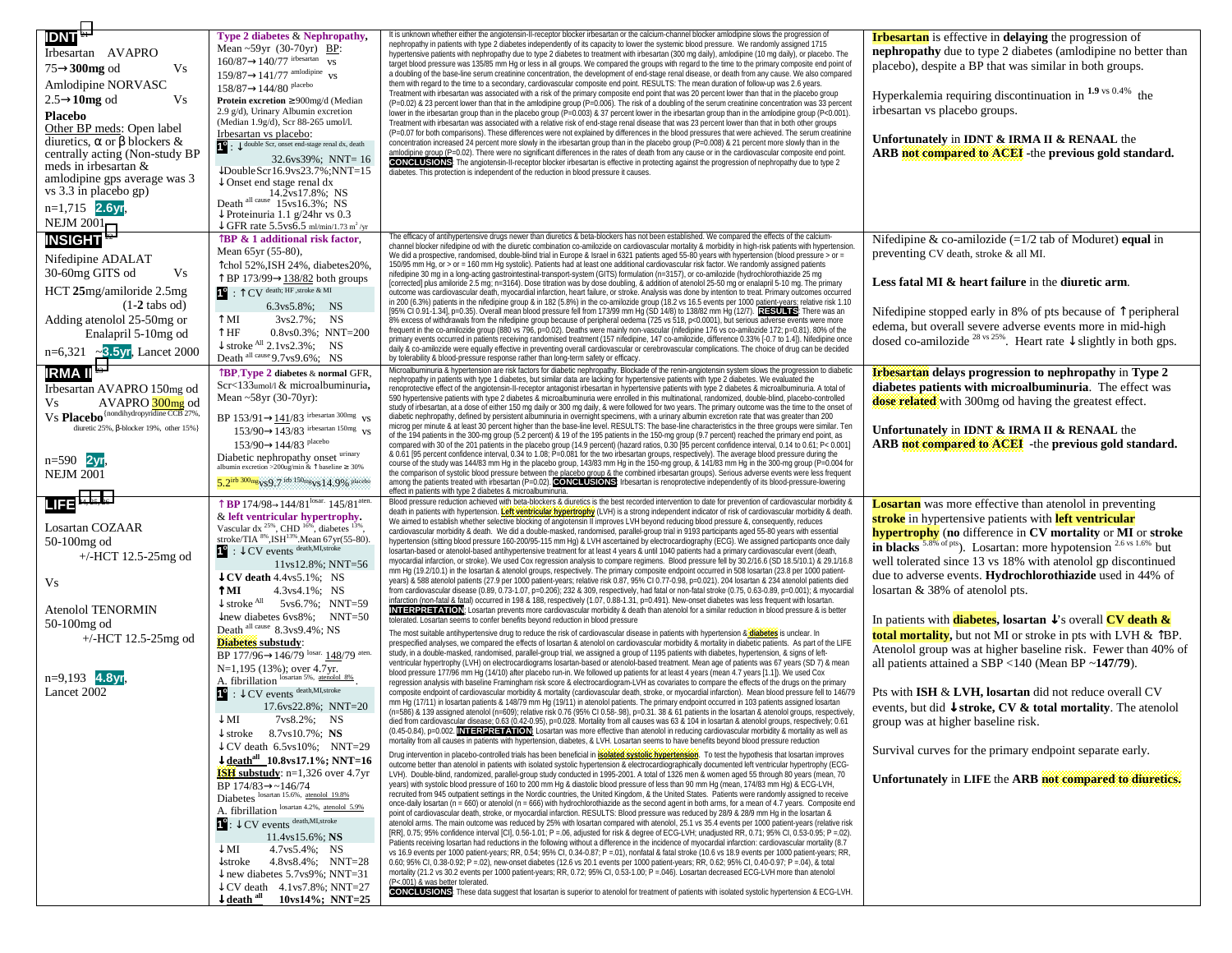| Trial | Population / Results | Abstract | Comments |
|---|---|---|---|
| **IDNT**<br>Irbesartan AVAPRO<br>75→**300mg** od Vs<br>Amlodipine NORVASC<br>2.5→**10mg** od Vs<br>**Placebo**<br>Other BP meds: Open label diuretics, α or β blockers & centrally acting (Non-study BP meds in irbesartan & amlodipine gps average was 3 vs 3.3 in placebo gp)<br>n=1,715 **2.6yr**,<br>NEJM 2001 | **Type 2 diabetes** & **Nephropathy**,<br>Mean ~59yr (30-70yr) BP:<br>160/87→140/77 [irbesartan] vs<br>159/87→141/77 [amlodipine] vs<br>158/87→144/80 [placebo]<br>**Protein excretion ≥**900mg/d (Median 2.9 g/d), Urinary Albumin excretion (Median 1.9g/d), Scr 88-265 umol/l.<br>Irbesartan vs placebo:<br>**1°** : ↓[double Scr, onset end-stage renal dx, death] 32.6vs39%; NNT= 16<br>↓DoubleScr16.9vs23.7%;NNT=15<br>↓Onset end stage renal dx 14.2vs17.8%; NS<br>Death [all cause] 15vs16.3%; NS<br>↓Proteinuria 1.1 g/24hr vs 0.3<br>↓GFR rate 5.5vs6.5 ml/min/1.73 m²/yr | It is unknown whether either the angiotensin-II-receptor blocker irbesartan or the calcium-channel blocker amlodipine slows the progression of nephropathy in patients with type 2 diabetes independently of its capacity to lower the systemic blood pressure. We randomly assigned 1715 hypertensive patients with nephropathy due to type 2 diabetes to treatment with irbesartan (300 mg daily), amlodipine (10 mg daily), or placebo. The target blood pressure was 135/85 mm Hg or less in all groups. We compared the groups with regard to the time to the primary composite end point of a doubling of the base-line serum creatinine concentration, the development of end-stage renal disease, or death from any cause. We also compared them with regard to the time to a secondary, cardiovascular composite end point. RESULTS: The mean duration of follow-up was 2.6 years. Treatment with irbesartan was associated with a risk of the primary composite end point that was 20 percent lower than that in the placebo group (P=0.02) & 23 percent lower than that in the amlodipine group (P=0.006). The risk of a doubling of the serum creatinine concentration was 33 percent lower in the irbesartan group than in the placebo group (P=0.003) & 37 percent lower in the irbesartan group than in the amlodipine group (P<0.001). Treatment with irbesartan was associated with a relative risk of end-stage renal disease that was 23 percent lower than that in both other groups (P=0.07 for both comparisons). These differences were not explained by differences in the blood pressures that were achieved. The serum creatinine concentration increased 24 percent more slowly in the irbesartan group than in the placebo group (P=0.008) & 21 percent more slowly than in the amlodipine group (P=0.02). There were no significant differences in the rates of death from any cause or in the cardiovascular composite end point. **CONCLUSIONS**: The angiotensin-II-receptor blocker irbesartan is effective in protecting against the progression of nephropathy due to type 2 diabetes. This protection is independent of the reduction in blood pressure it causes. | **Irbesartan** is effective in **delaying** the progression of **nephropathy** due to type 2 diabetes (amlodipine no better than placebo), despite a BP that was similar in both groups.<br><br>Hyperkalemia requiring discontinuation in [1.9 vs 0.4%] the irbesartan vs placebo groups.<br><br>**Unfortunately** in **IDNT & IRMA II & RENAAL** the **ARB not compared to ACEI** -**the previous gold standard.** |
| **INSIGHT**<br>Nifedipine ADALAT<br>30-60mg GITS od Vs<br>HCT **25**mg/amiloride 2.5mg (1-2 tabs od)<br>Adding atenolol 25-50mg or Enalapril 5-10mg od<br>n=6,321 ~**3.5yr**, Lancet 2000 | ↑**BP & 1 additional risk factor**,<br>Mean 65yr (55-80),<br>↑chol 52%,ISH 24%, diabetes20%,<br>↑BP 173/99→138/82 both groups<br>**1°** : ↑CV [death; HF, stroke & MI] 6.3vs5.8%; NS<br>↑MI 3vs2.7%; NS<br>↑HF 0.8vs0.3%; NNT=200<br>↓stroke [All] 2.1vs2.3%; NS<br>Death [all cause] 9.7vs9.6%; NS | The efficacy of antihypertensive drugs newer than diuretics & beta-blockers has not been established. We compared the effects of the calcium-channel blocker nifedipine od with the diuretic combination co-amilozide on cardiovascular mortality & morbidity in high-risk patients with hypertension. We did a prospective, randomised, double-blind trial in Europe & Israel in 6321 patients aged 55-80 years with hypertension (blood pressure > or = 150/95 mm Hg, or > or = 160 mm Hg systolic). Patients had at least one additional cardiovascular risk factor. We randomly assigned patients nifedipine 30 mg in a long-acting gastrointestinal-transport-system (GITS) formulation (n=3157), or co-amilozide (hydrochlorothiazide 25 mg [corrected] plus amiloride 2.5 mg; n=3164). Dose titration was by dose doubling, & addition of atenolol 25-50 mg or enalapril 5-10 mg. The primary outcome was cardiovascular death, myocardial infarction, heart failure, or stroke. Analysis was done by intention to treat. Primary outcomes occurred in 200 (6.3%) patients in the nifedipine group & in 182 (5.8%) in the co-amilozide group (18.2 vs 16.5 events per 1000 patient-years; relative risk 1.10 [95% CI 0.91-1.34], p=0.35). Overall mean blood pressure fell from 173/99 mm Hg (SD 14/8) to 138/82 mm Hg (12/7). **RESULTS**: There was an 8% excess of withdrawals from the nifedipine group because of peripheral oedema (725 vs 518, p<0.0001), but serious adverse events were more frequent in the co-amilozide group (880 vs 796, p=0.02). Deaths were mainly non-vascular (nifedipine 176 vs co-amilozide 172; p=0.81). 80% of the primary events occurred in patients receiving randomised treatment (157 nifedipine, 147 co-amilozide, difference 0.33% [-0.7 to 1.4]). Nifedipine once daily & co-amilozide were equally effective in preventing overall cardiovascular or cerebrovascular complications. The choice of drug can be decided by tolerability & blood-pressure response rather than long-term safety or efficacy. | Nifedipine & co-amilozide (=1/2 tab of Moduret) **equal** in preventing CV death, stroke & all MI.<br><br>**Less fatal MI & heart failure** in the **diuretic arm**.<br><br>Nifedipine stopped early in 8% of pts because of ↑peripheral edema, but overall severe adverse events more in mid-high dosed co-amilozide [28 vs 25%]. Heart rate ↓slightly in both gps. |
| **IRMA II**<br>Irbesartan AVAPRO 150mg od<br>Vs AVAPRO **300mg** od<br>Vs **Placebo** {nondihydropyridine CCB 27%, diuretic 25%, β-blocker 19%, other 15%}<br>n=590 **2yr**,<br>NEJM 2001 | ↑**BP**,**Type 2 diabetes** & **normal** GFR, Scr<133umol/l & microalbuminuria,<br>Mean ~58yr (30-70yr):<br>BP 153/91→141/83 [irbesartan 300mg] vs<br>153/90→143/83 [irbesartan 150mg] vs<br>153/90→144/83 [placebo]<br>Diabetic nephropathy onset [urinary albumin excretion >200ug/min & ↑baseline ≥ 30%]<br>5.2[irb 300mg]vs9.7[irb 150mg]vs14.9% [placebo] | Microalbuminuria & hypertension are risk factors for diabetic nephropathy. Blockade of the renin-angiotensin system slows the progression to diabetic nephropathy in patients with type 1 diabetes, but similar data are lacking for hypertensive patients with type 2 diabetes. We evaluated the renoprotective effect of the angiotensin-II-receptor antagonist irbesartan in hypertensive patients with type 2 diabetes & microalbuminuria. A total of 590 hypertensive patients with type 2 diabetes & microalbuminuria were enrolled in this multinational, randomized, double-blind, placebo-controlled study of irbesartan, at a dose of either 150 mg daily or 300 mg daily, & were followed for two years. The primary outcome was the time to the onset of diabetic nephropathy, defined by persistent albuminuria in overnight specimens, with a urinary albumin excretion rate that was greater than 200 microg per minute & at least 30 percent higher than the base-line level. RESULTS: The base-line characteristics in the three groups were similar. Ten of the 194 patients in the 300-mg group (5.2 percent) & 19 of the 195 patients in the 150-mg group (9.7 percent) reached the primary end point, as compared with 30 of the 201 patients in the placebo group (14.9 percent) (hazard ratios, 0.30 [95 percent confidence interval, 0.14 to 0.61; P< 0.001] & 0.61 [95 percent confidence interval, 0.34 to 1.08; P=0.081 for the two irbesartan groups, respectively). The average blood pressure during the course of the study was 144/83 mm Hg in the placebo group, 143/83 mm Hg in the 150-mg group, & 141/83 mm Hg in the 300-mg group (P=0.004 for the comparison of systolic blood pressure between the placebo group & the combined irbesartan groups). Serious adverse events were less frequent among the patients treated with irbesartan (P=0.02). **CONCLUSIONS**: Irbesartan is renoprotective independently of its blood-pressure-lowering effect in patients with type 2 diabetes & microalbuminuria. | **Irbesartan delays progression to nephropathy** in **Type 2 diabetes patients with microalbuminuria**. The effect was **dose related** with 300mg od having the greatest effect.<br><br>**Unfortunately** in **IDNT & IRMA II & RENAAL** the **ARB not compared to ACEI** -**the previous gold standard.** |
| **LIFE**<br>Losartan COZAAR<br>50-100mg od<br>+/-HCT 12.5-25mg od<br>Vs<br>Atenolol TENORMIN<br>50-100mg od<br>+/-HCT 12.5-25mg od<br>n=9,193 **4.8yr**,<br>Lancet 2002 | ↑**BP** 174/98→144/81[losar.] 145/81[aten.] & **left ventricular hypertrophy.**<br>Vascular dx [25%], CHD [16%], diabetes [13%], stroke/TIA [8%],ISH[13%].Mean 67yr(55-80).<br>**1°** : ↓CV events [death,MI,stroke] 11vs12.8%; NNT=56<br>↓**CV death** 4.4vs5.1%; NS<br>↑**MI** 4.3vs4.1%; NS<br>↓stroke [All] 5vs6.7%; NNT=59<br>↓new diabetes 6vs8%; NNT=50<br>Death [all cause] 8.3vs9.4%; NS<br>**Diabetes substudy**:<br>BP 177/96→146/79 [losar.] 148/79 [aten.]<br>N=1,195 (13%); over 4.7yr.<br>A. fibrillation [losartan 5%, atenolol 8%]<br>**1°** : ↓CV events [death,MI,stroke] 17.6vs22.8%; NNT=20<br>↓MI 7vs8.2%; NS<br>↓stroke 8.7vs10.7%; **NS**<br>↓CV death 6.5vs10%; NNT=29<br>↓**death[all]** **10.8vs17.1%; NNT=16**<br>**ISH substudy**: n=1,326 over 4.7yr<br>BP 174/83→~146/74<br>Diabetes [losartan 15.6%, atenolol 19.8%]<br>A. fibrillation [losartan 4.2%, atenolol 5.9%]<br>**1°**: ↓CV events [death,MI,stroke] 11.4vs15.6%; **NS**<br>↓MI 4.7vs5.4%; NS<br>↓stroke 4.8vs8.4%; NNT=28<br>↓new diabetes 5.7vs9%; NNT=31<br>↓CV death 4.1vs7.8%; NNT=27<br>↓**death [all]** **10vs14%; NNT=25** | Blood pressure reduction achieved with beta-blockers & diuretics is the best recorded intervention to date for prevention of cardiovascular morbidity & death in patients with hypertension. **Left ventricular hypertrophy** (LVH) is a strong independent indicator of risk of cardiovascular morbidity & death. We aimed to establish whether selective blocking of angiotensin II improves LVH beyond reducing blood pressure &, consequently, reduces cardiovascular morbidity & death. We did a double-masked, randomised, parallel-group trial in 9193 participants aged 55-80 years with essential hypertension (sitting blood pressure 160-200/95-115 mm Hg) & LVH ascertained by electrocardiography (ECG). We assigned participants once daily losartan-based or atenolol-based antihypertensive treatment for at least 4 years & until 1040 patients had a primary cardiovascular event (death, myocardial infarction, or stroke). We used Cox regression analysis to compare regimens. Blood pressure fell by 30.2/16.6 (SD 18.5/10.1) & 29.1/16.8 mm Hg (19.2/10.1) in the losartan & atenolol groups, respectively. The primary composite endpoint occurred in 508 losartan (23.8 per 1000 patient-years) & 588 atenolol patients (27.9 per 1000 patient-years; relative risk 0.87, 95% CI 0.77-0.98, p=0.021). 204 losartan & 234 atenolol patients died from cardiovascular disease (0.89, 0.73-1.07, p=0.206); 232 & 309, respectively, had fatal or non-fatal stroke (0.75, 0.63-0.89, p=0.001); & myocardial infarction (non-fatal & fatal) occurred in 198 & 188, respectively (1.07, 0.88-1.31, p=0.491). New-onset diabetes was less frequent with losartan. **INTERPRETATION**: Losartan prevents more cardiovascular morbidity & death than atenolol for a similar reduction in blood pressure & is better tolerated. Losartan seems to confer benefits beyond reduction in blood pressure<br><br>The most suitable antihypertensive drug to reduce the risk of cardiovascular disease in patients with hypertension & **diabetes** is unclear. In prespecified analyses, we compared the effects of losartan & atenolol on cardiovascular morbidity & mortality in diabetic patients. As part of the LIFE study, in a double-masked, randomised, parallel-group trial, we assigned a group of 1195 patients with diabetes, hypertension, & signs of left-ventricular hypertrophy (LVH) on electrocardiograms losartan-based or atenolol-based treatment. Mean age of patients was 67 years (SD 7) & mean blood pressure 177/96 mm Hg (14/10) after placebo run-in. We followed up patients for at least 4 years (mean 4.7 years [1.1]). We used Cox regression analysis with baseline Framingham risk score & electrocardiogram-LVH as covariates to compare the effects of the drugs on the primary composite endpoint of cardiovascular morbidity & mortality (cardiovascular death, stroke, or myocardial infarction). Mean blood pressure fell to 146/79 mm Hg (17/11) in losartan patients & 148/79 mm Hg (19/11) in atenolol patients. The primary endpoint occurred in 103 patients assigned losartan (n=586) & 139 assigned atenolol (n=609); relative risk 0.76 (95% CI 0.58-.98), p=0.031. 38 & 61 patients in the losartan & atenolol groups, respectively, died from cardiovascular disease; 0.63 (0.42-0.95), p=0.028. Mortality from all causes was 63 & 104 in losartan & atenolol groups, respectively; 0.61 (0.45-0.84), p=0.002. **INTERPRETATION**: Losartan was more effective than atenolol in reducing cardiovascular morbidity & mortality as well as mortality from all causes in patients with hypertension, diabetes, & LVH. Losartan seems to have benefits beyond blood pressure reduction<br><br>Drug intervention in placebo-controlled trials has been beneficial in **isolated systolic hypertension**. To test the hypothesis that losartan improves outcome better than atenolol in patients with isolated systolic hypertension & electrocardiographically documented left ventricular hypertrophy (ECG-LVH). Double-blind, randomized, parallel-group study conducted in 1995-2001. A total of 1326 men & women aged 55 through 80 years (mean, 70 years) with systolic blood pressure of 160 to 200 mm Hg & diastolic blood pressure of less than 90 mm Hg (mean, 174/83 mm Hg) & ECG-LVH, recruited from 945 outpatient settings in the Nordic countries, the United Kingdom, & the United States. Patients were randomly assigned to receive once-daily losartan (n = 660) or atenolol (n = 666) with hydrochlorothiazide as the second agent in both arms, for a mean of 4.7 years. Composite end point of cardiovascular death, stroke, or myocardial infarction. RESULTS: Blood pressure was reduced by 28/9 & 28/9 mm Hg in the losartan & atenolol arms. The main outcome was reduced by 25% with losartan compared with atenolol, 25.1 vs 35.4 events per 1000 patient-years (relative risk [RR], 0.75; 95% confidence interval [CI], 0.56-1.01; P =.06, adjusted for risk & degree of ECG-LVH; unadjusted RR, 0.71; 95% CI, 0.53-0.95; P =.02). Patients receiving losartan had reductions in the following without a difference in the incidence of myocardial infarction: cardiovascular mortality (8.7 vs 16.9 events per 1000 patient-years; RR, 0.54; 95% CI, 0.34-0.87; P =.01), nonfatal & fatal stroke (10.6 vs 18.9 events per 1000 patient-years; RR, 0.60; 95% CI, 0.38-0.92; P =.02), new-onset diabetes (12.6 vs 20.1 events per 1000 patient-years; RR, 0.62; 95% CI, 0.40-0.97; P =.04), & total mortality (21.2 vs 30.2 events per 1000 patient-years; RR, 0.72; 95% CI, 0.53-1.00; P =.046). Losartan decreased ECG-LVH more than atenolol (P<.001) & was better tolerated. **CONCLUSIONS**: These data suggest that losartan is superior to atenolol for treatment of patients with isolated systolic hypertension & ECG-LVH. | **Losartan** was more effective than atenolol in preventing **stroke** in hypertensive patients with **left ventricular hypertrophy** (**no** difference in **CV mortality** or **MI** or **stroke in blacks** [5.8% of pts]). Losartan: more hypotension [2.6 vs 1.6%] but well tolerated since 13 vs 18% with atenolol gp discontinued due to adverse events. **Hydrochlorothiazide** used in 44% of losartan & 38% of atenolol pts.<br><br>In patients with **diabetes, losartan ↓**'s overall **CV death & total mortality,** but not MI or stroke in pts with LVH & ↑BP. Atenolol group was at higher baseline risk. Fewer than 40% of all patients attained a SBP <140 (Mean BP ~**147/79**).<br><br>Pts with **ISH** & **LVH, losartan** did not reduce overall CV events, but did **↓stroke, CV & total mortality**. The atenolol group was at higher baseline risk.<br><br>Survival curves for the primary endpoint separate early.<br><br>**Unfortunately** in **LIFE** the **ARB not compared to diuretics.** |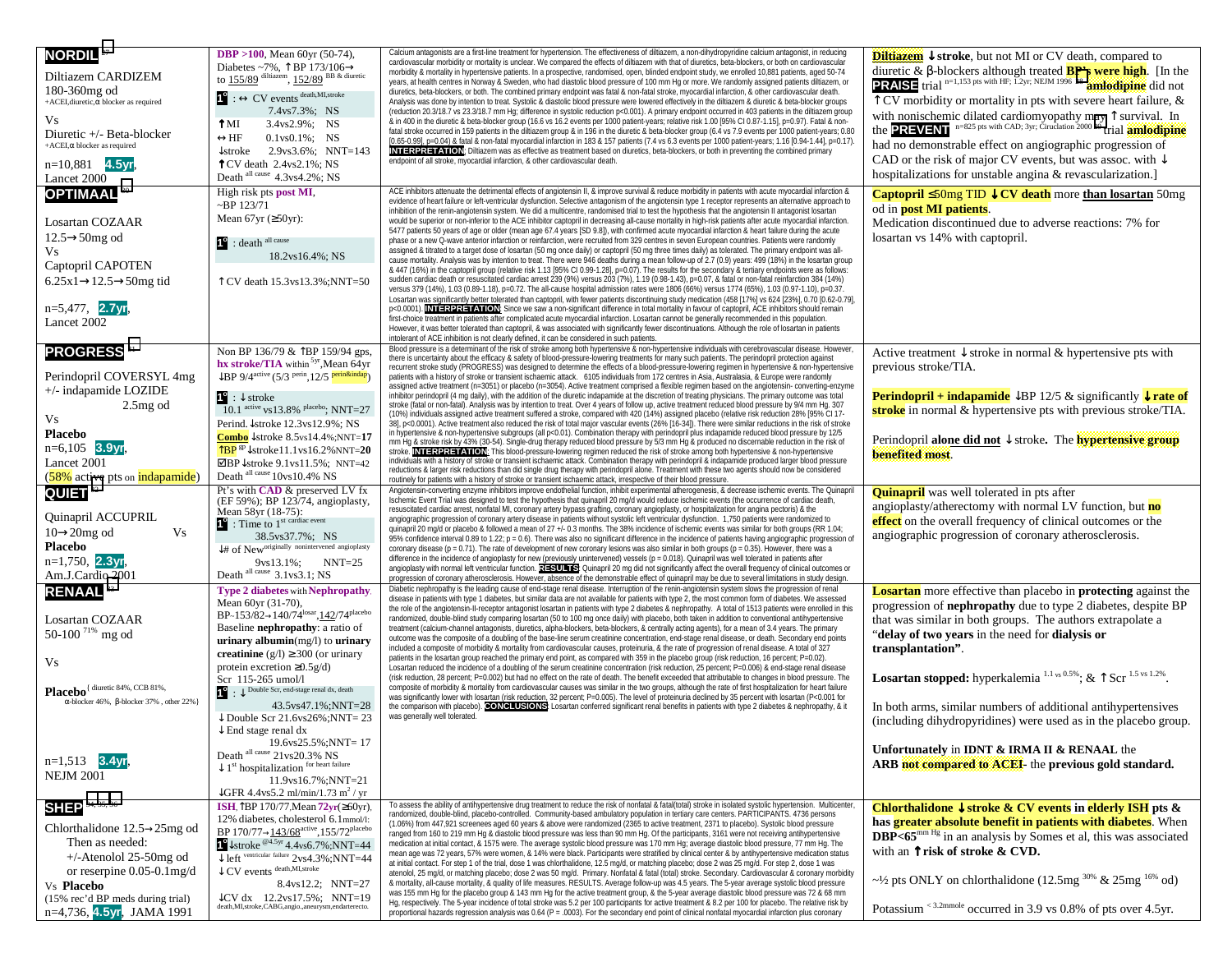| Trial | Population / Results | Abstract | Comments |
|---|---|---|---|
| **NORDIL**<br><br>Diltiazem CARDIZEM<br>180-360mg od<br>+ACEI,diuretic,α blocker as required<br><br>Vs<br><br>Diuretic +/- Beta-blocker<br>+ACEI,α blocker as required<br><br>n=10,881 **4.5yr**,<br>Lancet 2000 | **DBP >100**, Mean 60yr (50-74),<br>Diabetes ~7%, ↑BP 173/106→ to 155/89 [diltiazem], 152/89 [BB & diuretic]<br><br>**1°** : ↔ CV events [death,MI,stroke]<br>7.4vs7.3%; NS<br>↑MI 3.4vs2.9%; NS<br>↔HF 0.1vs0.1%; NS<br>↓stroke 2.9vs3.6%; NNT=143<br>↑CV death 2.4vs2.1%; NS<br>Death [all cause] 4.3vs4.2%; NS | Calcium antagonists are a first-line treatment for hypertension. The effectiveness of diltiazem, a non-dihydropyridine calcium antagonist, in reducing cardiovascular morbidity or mortality is unclear. We compared the effects of diltiazem with that of diuretics, beta-blockers, or both on cardiovascular morbidity & mortality in hypertensive patients. In a prospective, randomised, open, blinded endpoint study, we enrolled 10,881 patients, aged 50-74 years, at health centres in Norway & Sweden, who had diastolic blood pressure of 100 mm Hg or more. We randomly assigned patients diltiazem, or diuretics, beta-blockers, or both. The combined primary endpoint was fatal & non-fatal stroke, myocardial infarction, & other cardiovascular death. Analysis was done by intention to treat. Systolic & diastolic blood pressure were lowered effectively in the diltiazem & diuretic & beta-blocker groups (reduction 20.3/18.7 vs 23.3/18.7 mm Hg; difference in systolic reduction p<0.001). A primary endpoint was reached in 403 patients in the diltiazem group & in 400 in the diuretic & beta-blocker group (16.6 vs 16.2 events per 1000 patient-years; relative risk 1.00 [95% CI 0.87-1.15], p=0.97). Fatal & non-fatal stroke occurred in 159 patients in the diltiazem group & in 196 in the diuretic & beta-blocker group (6.4 vs 7.9 events per 1000 patient-years; 0.80 [0.65-0.99], p=0.04) & fatal & non-fatal myocardial infarction in 183 & 157 patients (7.4 vs 6.3 events per 1000 patient-years; 1.16 [0.94-1.44], p=0.17). **INTERPRETATION:** Diltiazem was as effective as treatment based on diuretics, beta-blockers, or both in preventing the combined primary endpoint of all stroke, myocardial infarction, & other cardiovascular death. | **Diltiazem** ↓**stroke**, but not MI or CV death, compared to diuretic & β-blockers although treated **BP's were high**. [In the **PRAISE** trial [n=1,153 pts with HF; 1.2yr; NEJM 1996] **amlodipine** did not ↑CV morbidity or mortality in pts with severe heart failure, & with nonischemic dilated cardiomyopathy may ↑survival. In the **PREVENT** [n=825 pts with CAD; 3yr; Circulation 2000] trial **amlodipine** had no demonstrable effect on angiographic progression of CAD or the risk of major CV events, but was assoc. with ↓ hospitalizations for unstable angina & revascularization.] |
| **OPTIMAAL**<br><br>Losartan COZAAR<br>12.5→50mg od<br>Vs<br>Captopril CAPOTEN<br>6.25x1→12.5→50mg tid<br><br>n=5,477, **2.7yr**,<br>Lancet 2002 | High risk pts **post MI**,<br>~BP 123/71<br>Mean 67yr (≥50yr):<br><br>**1°** : death [all cause]<br>18.2vs16.4%; NS<br><br>↑CV death 15.3vs13.3%;NNT=50 | ACE inhibitors attenuate the detrimental effects of angiotensin II, & improve survival & reduce morbidity in patients with acute myocardial infarction & evidence of heart failure or left-ventricular dysfunction. Selective antagonism of the angiotensin type 1 receptor represents an alternative approach to inhibition of the renin-angiotensin system. We did a multicentre, randomised trial to test the hypothesis that the angiotensin II antagonist losartan would be superior or non-inferior to the ACE inhibitor captopril in decreasing all-cause mortality in high-risk patients after acute myocardial infarction. 5477 patients 50 years of age or older (mean age 67.4 years [SD 9.8]), with confirmed acute myocardial infarction & heart failure during the acute phase or a new Q-wave anterior infarction or reinfarction, were recruited from 329 centres in seven European countries. Patients were randomly assigned & titrated to a target dose of losartan (50 mg once daily) or captopril (50 mg three times daily) as tolerated. The primary endpoint was all-cause mortality. Analysis was by intention to treat. There were 946 deaths during a mean follow-up of 2.7 (0.9) years: 499 (18%) in the losartan group & 447 (16%) in the captopril group (relative risk 1.13 [95% CI 0.99-1.28], p=0.07). The results for the secondary & tertiary endpoints were as follows: sudden cardiac death or resuscitated cardiac arrest 239 (9%) versus 203 (7%), 1.19 (0.98-1.43), p=0.07, & fatal or non-fatal reinfarction 384 (14%) versus 379 (14%), 1.03 (0.89-1.18), p=0.72. The all-cause hospital admission rates were 1806 (66%) versus 1774 (65%), 1.03 (0.97-1.10), p=0.37. Losartan was significantly better tolerated than captopril, with fewer patients discontinuing study medication (458 [17%] vs 624 [23%], 0.70 [0.62-0.79], p<0.0001). **INTERPRETATION:** Since we saw a non-significant difference in total mortality in favour of captopril, ACE inhibitors should remain first-choice treatment in patients after complicated acute myocardial infarction. Losartan cannot be generally recommended in this population. However, it was better tolerated than captopril, & was associated with significantly fewer discontinuations. Although the role of losartan in patients intolerant of ACE inhibition is not clearly defined, it can be considered in such patients. | **Captopril ≤**50mg TID ↓**CV death** more **than losartan** 50mg od in **post MI patients**.<br>Medication discontinued due to adverse reactions: 7% for losartan vs 14% with captopril. |
| **PROGRESS**<br><br>Perindopril COVERSYL 4mg<br>+/- indapamide LOZIDE<br>2.5mg od<br>Vs<br>**Placebo**<br>n=6,105 **3.9yr**,<br>Lancet 2001<br>(58% active pts on indapamide) | Non BP 136/79 & ↑BP 159/94 gps, **hx stroke/TIA** within [5yr], Mean 64yr<br>↓BP 9/4 [active] (5/3 [perin], 12/5 [perin&indap])<br><br>**1°** : ↓stroke<br>10.1 [active] vs13.8% [placebo]; NNT=27<br>Perind. ↓stroke 12.3vs12.9%; NS<br>**Combo** ↓stroke 8.5vs14.4%;NNT=**17**<br>↑BP [gp] ↓stroke11.1vs16.2%NNT=**20**<br>☑BP ↓stroke 9.1vs11.5%; NNT=42<br>Death [all cause] 10vs10.4% NS | Blood pressure is a determinant of the risk of stroke among both hypertensive & non-hypertensive individuals with cerebrovascular disease. However, there is uncertainty about the efficacy & safety of blood-pressure-lowering treatments for many such patients. The perindopril protection against recurrent stroke study (PROGRESS) was designed to determine the effects of a blood-pressure-lowering regimen in hypertensive & non-hypertensive patients with a history of stroke or transient ischaemic attack. 6105 individuals from 172 centres in Asia, Australasia, & Europe were randomly assigned active treatment (n=3051) or placebo (n=3054). Active treatment comprised a flexible regimen based on the angiotensin- converting-enzyme inhibitor perindopril (4 mg daily), with the addition of the diuretic indapamide at the discretion of treating physicians. The primary outcome was total stroke (fatal or non-fatal). Analysis was by intention to treat. Over 4 years of follow up, active treatment reduced blood pressure by 9/4 mm Hg. 307 (10%) individuals assigned active treatment suffered a stroke, compared with 420 (14%) assigned placebo (relative risk reduction 28% [95% CI 17-38], p<0.0001). Active treatment also reduced the risk of total major vascular events (26% [16-34]). There were similar reductions in the risk of stroke in hypertensive & non-hypertensive subgroups (all p<0.01). Combination therapy with perindopril plus indapamide reduced blood pressure by 12/5 mm Hg & stroke risk by 43% (30-54). Single-drug therapy reduced blood pressure by 5/3 mm Hg & produced no discernable reduction in the risk of stroke. **INTERPRETATION:** This blood-pressure-lowering regimen reduced the risk of stroke among both hypertensive & non-hypertensive individuals with a history of stroke or transient ischaemic attack. Combination therapy with perindopril & indapamide produced larger blood pressure reductions & larger risk reductions than did single drug therapy with perindopril alone. Treatment with these two agents should now be considered routinely for patients with a history of stroke or transient ischaemic attack, irrespective of their blood pressure. | Active treatment ↓stroke in normal & hypertensive pts with previous stroke/TIA.<br><br>**Perindopril + indapamide** ↓BP 12/5 & significantly **↓rate of stroke** in normal & hypertensive pts with previous stroke/TIA.<br><br>Perindopril **alone did not** ↓stroke**.** The **hypertensive group benefited most**. |
| **QUIET**<br><br>Quinapril ACCUPRIL<br>10→20mg od Vs<br>**Placebo**<br>n=1,750, **2.3yr**,<br>Am.J.Cardio 2001 | Pt's with **CAD** & preserved LV fx (EF 59%); BP 123/74, angioplasty, Mean 58yr (18-75):<br>**1°** : Time to 1[st cardiac event]<br>38.5vs37.7%; NS<br>↓# of New[originally nonintervened angioplasty]<br>9vs13.1%; NNT=25<br>Death [all cause] 3.1vs3.1; NS | Angiotensin-converting enzyme inhibitors improve endothelial function, inhibit experimental atherogenesis, & decrease ischemic events. The Quinapril Ischemic Event Trial was designed to test the hypothesis that quinapril 20 mg/d would reduce ischemic events (the occurrence of cardiac death, resuscitated cardiac arrest, nonfatal MI, coronary artery bypass grafting, coronary angioplasty, or hospitalization for angina pectoris) & the angiographic progression of coronary artery disease in patients without systolic left ventricular dysfunction. 1,750 patients were randomized to quinapril 20 mg/d or placebo & followed a mean of 27 +/- 0.3 months. The 38% incidence of ischemic events was similar in both groups (RR 1.04; 95% confidence interval 0.89 to 1.22; p = 0.6). There was also no significant difference in the incidence of patients having angiographic progression of coronary disease (p = 0.71). The rate of development of new coronary lesions was also similar in both groups (p = 0.35). However, there was a difference in the incidence of angioplasty for new (previously unintervened) vessels (p = 0.018). Quinapril was well tolerated in patients after angioplasty with normal left ventricular function. **RESULTS:** Quinapril 20 mg did not significantly affect the overall frequency of clinical outcomes or the progression of coronary atherosclerosis. However, absence of the demonstrable effect of quinapril may be due to several limitations in study design. | **Quinapril** was well tolerated in pts after angioplasty/atherectomy with normal LV function, but **no effect** on the overall frequency of clinical outcomes or the angiographic progression of coronary atherosclerosis. |
| **RENAAL**<br><br>Losartan COZAAR<br>50-100 [71%] mg od<br><br>Vs<br><br>**Placebo** {diuretic 84%, CCB 81%, α-blocker 46%, β-blocker 37%, other 22%}<br><br>n=1,513 **3.4yr**,<br>NEJM 2001 | **Type 2 diabetes** with **Nephropathy**, Mean 60yr (31-70),<br>BP~153/82→140/74 [losar], 142/74 [placebo]<br>Baseline **nephropathy**: a ratio of **urinary albumin**(mg/l) to **urinary creatinine** (g/l) ≥300 (or urinary protein excretion ≥0.5g/d)<br>Scr 115-265 umol/l<br>**1°** : ↓ [Double Scr, end-stage renal dx, death]<br>43.5vs47.1%;NNT=28<br>↓Double Scr 21.6vs26%;NNT= 23<br>↓End stage renal dx<br>19.6vs25.5%;NNT= 17<br>Death [all cause] 21vs20.3% NS<br>↓1[st] hospitalization [for heart failure]<br>11.9vs16.7%;NNT=21<br>↓GFR 4.4vs5.2 ml/min/1.73 $m^2$ / yr | Diabetic nephropathy is the leading cause of end-stage renal disease. Interruption of the renin-angiotensin system slows the progression of renal disease in patients with type 1 diabetes, but similar data are not available for patients with type 2, the most common form of diabetes. We assessed the role of the angiotensin-II-receptor antagonist losartan in patients with type 2 diabetes & nephropathy. A total of 1513 patients were enrolled in this randomized, double-blind study comparing losartan (50 to 100 mg once daily) with placebo, both taken in addition to conventional antihypertensive treatment (calcium-channel antagonists, diuretics, alpha-blockers, beta-blockers, & centrally acting agents), for a mean of 3.4 years. The primary outcome was the composite of a doubling of the base-line serum creatinine concentration, end-stage renal disease, or death. Secondary end points included a composite of morbidity & mortality from cardiovascular causes, proteinuria, & the rate of progression of renal disease. A total of 327 patients in the losartan group reached the primary end point, as compared with 359 in the placebo group (risk reduction, 16 percent; P=0.02). Losartan reduced the incidence of a doubling of the serum creatinine concentration (risk reduction, 25 percent; P=0.006) & end-stage renal disease (risk reduction, 28 percent; P=0.002) but had no effect on the rate of death. The benefit exceeded that attributable to changes in blood pressure. The composite of morbidity & mortality from cardiovascular causes was similar in the two groups, although the rate of first hospitalization for heart failure was significantly lower with losartan (risk reduction, 32 percent; P=0.005). The level of proteinuria declined by 35 percent with losartan (P<0.001 for the comparison with placebo). **CONCLUSIONS:** Losartan conferred significant renal benefits in patients with type 2 diabetes & nephropathy, & it was generally well tolerated. | **Losartan** more effective than placebo in **protecting** against the progression of **nephropathy** due to type 2 diabetes, despite BP that was similar in both groups. The authors extrapolate a "**delay of two years** in the need for **dialysis or transplantation**".<br><br>**Losartan stopped:** hyperkalemia [1.1 vs 0.5%]; & ↑Scr [1.5 vs 1.2%].<br><br>In both arms, similar numbers of additional antihypertensives (including dihydropyridines) were used as in the placebo group.<br><br>**Unfortunately** in **IDNT & IRMA II & RENAAL** the **ARB not compared to ACEI**- the **previous gold standard.** |
| **SHEP**<br><br>Chlorthalidone 12.5→25mg od<br>Then as needed:<br>+/-Atenolol 25-50mg od<br>or reserpine 0.05-0.1mg/d<br>Vs **Placebo**<br>(15% rec'd BP meds during trial)<br>n=4,736, **4.5yr**, JAMA 1991 | **ISH**, ↑BP 170/77,Mean **72yr**(≥60yr), 12% diabetes, cholesterol 6.1mmol/l: BP 170/77→143/68 [active], 155/72 [placebo]<br>**1°** ↓stroke [@4.5yr] 4.4vs6.7%;NNT=44<br>↓left [ventricular failure] 2vs4.3%;NNT=44<br>↓CV events [death,MI,stroke]<br>8.4vs12.2; NNT=27<br>↓CV dx 12.2vs17.5%; NNT=19<br>death,MI,stroke,CABG,angio.,aneurysm,endarterecto. | To assess the ability of antihypertensive drug treatment to reduce the risk of nonfatal & fatal(total) stroke in isolated systolic hypertension. Multicenter, randomized, double-blind, placebo-controlled. Community-based ambulatory population in tertiary care centers. PARTICIPANTS. 4736 persons (1.06%) from 447,921 screenees aged 60 years & above were randomized (2365 to active treatment, 2371 to placebo). Systolic blood pressure ranged from 160 to 219 mm Hg & diastolic blood pressure was less than 90 mm Hg. Of the participants, 3161 were not receiving antihypertensive medication at initial contact, & 1575 were. The average systolic blood pressure was 170 mm Hg; average diastolic blood pressure, 77 mm Hg. The mean age was 72 years, 57% were women, & 14% were black. Participants were stratified by clinical center & by antihypertensive medication status at initial contact. For step 1 of the trial, dose 1 was chlorthalidone, 12.5 mg/d, or matching placebo; dose 2 was 25 mg/d. For step 2, dose 1 was atenolol, 25 mg/d, or matching placebo; dose 2 was 50 mg/d. Primary. Nonfatal & fatal (total) stroke. Secondary. Cardiovascular & coronary morbidity & mortality, all-cause mortality, & quality of life measures. RESULTS. Average follow-up was 4.5 years. The 5-year average systolic blood pressure was 155 mm Hg for the placebo group & 143 mm Hg for the active treatment group, & the 5-year average diastolic blood pressure was 72 & 68 mm Hg, respectively. The 5-year incidence of total stroke was 5.2 per 100 participants for active treatment & 8.2 per 100 for placebo. The relative risk by proportional hazards regression analysis was 0.64 (P = .0003). For the secondary end point of clinical nonfatal myocardial infarction plus coronary | **Chlorthalidone ↓stroke & CV events in elderly ISH pts & has greater absolute benefit in patients with diabetes**. When **DBP<65**[mm Hg] in an analysis by Somes et al, this was associated with an **↑risk of stroke & CVD.**<br><br>~½ pts ONLY on chlorthalidone (12.5mg [30%] & 25mg [16%] od)<br><br>Potassium [< 3.2mmole] occurred in 3.9 vs 0.8% of pts over 4.5yr. |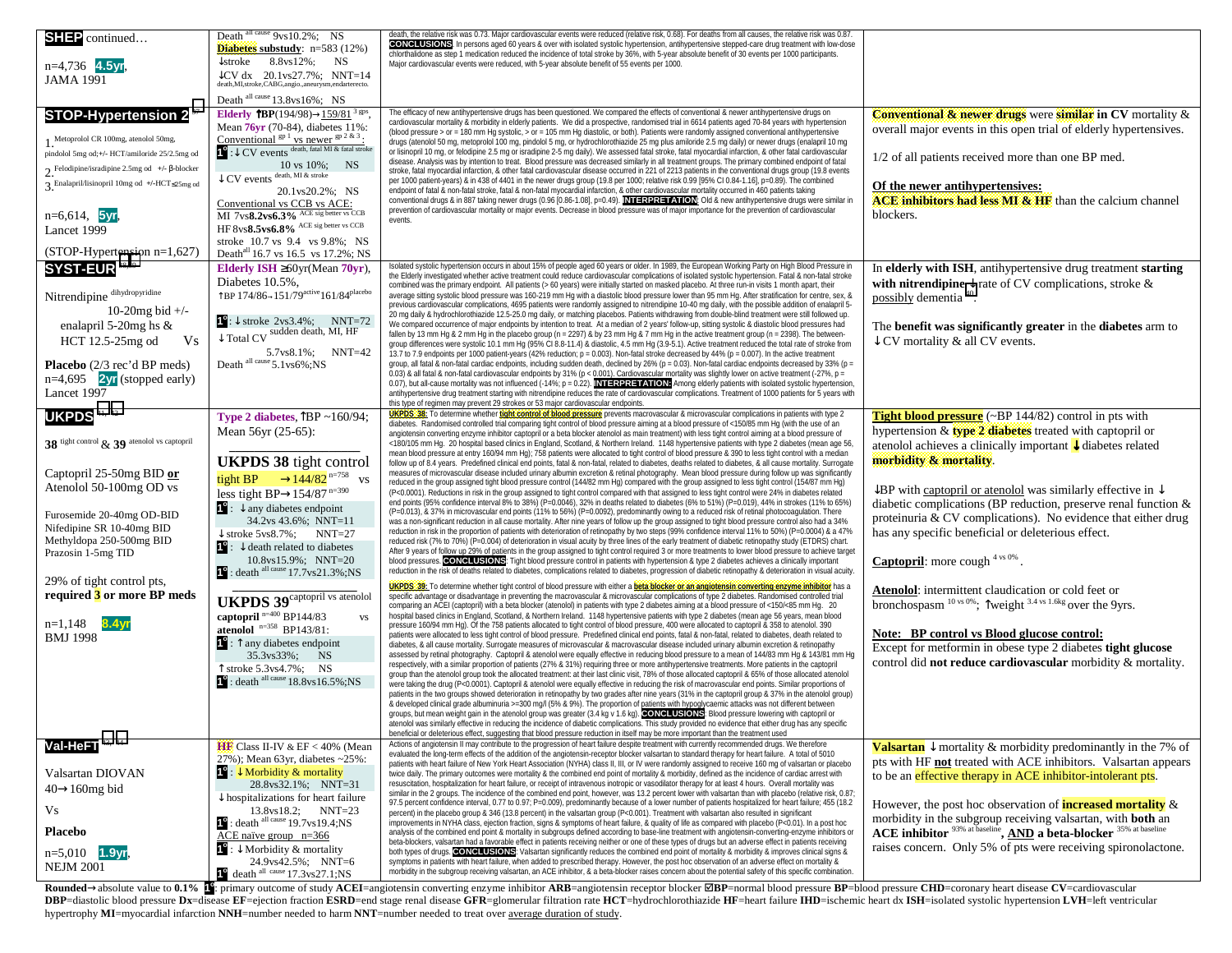| Trial | Population & Outcomes | Abstract | Conclusions |
|---|---|---|---|
| **SHEP** continued… <br><br> n=4,736 **4.5yr**, <br> JAMA 1991 | Death [all cause] 9vs10.2%; NS <br> **Diabetes substudy**: n=583 (12%) <br> ↓stroke 8.8vs12%; NS <br> ↓CV dx 20.1vs27.7%; NNT=14 <br> death,MI,stroke,CABG,angio.,aneurysm,endarterecto. <br> Death [all cause] 13.8vs16%; NS | death, the relative risk was 0.73. Major cardiovascular events were reduced (relative risk, 0.68). For deaths from all causes, the relative risk was 0.87. **CONCLUSIONS**: In persons aged 60 years & over with isolated systolic hypertension, antihypertensive stepped-care drug treatment with low-dose chlorthalidone as step 1 medication reduced the incidence of total stroke by 36%, with 5-year absolute benefit of 30 events per 1000 participants. Major cardiovascular events were reduced, with 5-year absolute benefit of 55 events per 1000. | |
| **STOP-Hypertension 2** <br><br> 1. Metoprolol CR 100mg, atenolol 50mg, pindolol 5mg od;+/- HCT/amiloride 25/2.5mg od <br> 2. Felodipine/isradipine 2.5mg od +/- β-blocker <br> 3. Enalapril/lisinopril 10mg od +/-HCT≤25mg od <br><br> n=6,614, **5yr**, <br> Lancet 1999 <br><br> (STOP-Hypertension n=1,627) | **Elderly ↑BP**(194/98)→159/81 [3 gps], Mean **76yr** (70-84), diabetes 11%: <br> Conventional [gp 1] vs newer [gp 2 & 3]: <br> 1°: ↓CV events [death, fatal MI & fatal stroke] <br> 10 vs 10%; NS <br> ↓CV events [death, MI & stroke] <br> 20.1vs20.2%; NS <br> Conventional vs CCB vs ACE: <br> MI 7vs**8.2vs6.3%** [ACE sig better vs CCB] <br> HF 8vs**8.5vs6.8%** [ACE sig better vs CCB] <br> stroke 10.7 vs 9.4 vs 9.8%; NS <br> Death[all] 16.7 vs 16.5 vs 17.2%; NS | The efficacy of new antihypertensive drugs has been questioned. We compared the effects of conventional & newer antihypertensive drugs on cardiovascular mortality & morbidity in elderly patients. We did a prospective, randomised trial in 6614 patients aged 70-84 years with hypertension (blood pressure > or = 180 mm Hg systolic, > or = 105 mm Hg diastolic, or both). Patients were randomly assigned conventional antihypertensive drugs (atenolol 50 mg, metoprolol 100 mg, pindolol 5 mg, or hydrochlorothiazide 25 mg plus amiloride 2.5 mg daily) or newer drugs (enalapril 10 mg or lisinopril 10 mg, or felodipine 2.5 mg or isradipine 2-5 mg daily). We assessed fatal stroke, fatal myocardial infarction, & other fatal cardiovascular disease. Analysis was by intention to treat. Blood pressure was decreased similarly in all treatment groups. The primary combined endpoint of fatal stroke, fatal myocardial infarction, & other fatal cardiovascular disease occurred in 221 of 2213 patients in the conventional drugs group (19.8 events per 1000 patient-years) & in 438 of 4401 in the newer drugs group (19.8 per 1000; relative risk 0.99 [95% CI 0.84-1.16], p=0.89). The combined endpoint of fatal & non-fatal stroke, fatal & non-fatal myocardial infarction, & other cardiovascular mortality occurred in 460 patients taking conventional drugs & in 887 taking newer drugs (0.96 [0.86-1.08], p=0.49). **INTERPRETATION**: Old & new antihypertensive drugs were similar in prevention of cardiovascular mortality or major events. Decrease in blood pressure was of major importance for the prevention of cardiovascular events. | **Conventional & newer drugs** were **similar in CV** mortality & overall major events in this open trial of elderly hypertensives. <br><br> 1/2 of all patients received more than one BP med. <br><br> **Of the newer antihypertensives:** <br> **ACE inhibitors had less MI & HF** than the calcium channel blockers. |
| **SYST-EUR** <br><br> Nitrendipine [dihydropyridine] 10-20mg bid +/- enalapril 5-20mg hs & HCT 12.5-25mg od Vs <br><br> **Placebo** (2/3 rec'd BP meds) <br> n=4,695 **2yr** (stopped early) <br> Lancet 1997 | **Elderly ISH** ≥60yr(Mean **70yr**), Diabetes 10.5%, <br> ↑BP 174/86→151/79[active] 161/84[placebo] <br><br> 1°: ↓stroke 2vs3.4%; NNT=72 <br> ↓Total CV [sudden death, MI, HF] <br> 5.7vs8.1%; NNT=42 <br> Death [all cause] 5.1vs6%; NS | Isolated systolic hypertension occurs in about 15% of people aged 60 years or older. In 1989, the European Working Party on High Blood Pressure in the Elderly investigated whether active treatment could reduce cardiovascular complications of isolated systolic hypertension. Fatal & non-fatal stroke combined was the primary endpoint. All patients (> 60 years) were initially started on masked placebo. At three run-in visits 1 month apart, their average sitting systolic blood pressure was 160-219 mm Hg with a diastolic blood pressure lower than 95 mm Hg. After stratification for centre, sex, & previous cardiovascular complications, 4695 patients were randomly assigned to nitrendipine 10-40 mg daily, with the possible addition of enalapril 5-20 mg daily & hydrochlorothiazide 12.5-25.0 mg daily, or matching placebos. Patients withdrawing from double-blind treatment were still followed up. We compared occurrence of major endpoints by intention to treat. At a median of 2 years' follow-up, sitting systolic & diastolic blood pressures had fallen by 13 mm Hg & 2 mm Hg in the placebo group (n = 2297) & by 23 mm Hg & 7 mm Hg in the active treatment group (n = 2398). The between-group differences were systolic 10.1 mm Hg (95% CI 8.8-11.4) & diastolic, 4.5 mm Hg (3.9-5.1). Active treatment reduced the total rate of stroke from 13.7 to 7.9 endpoints per 1000 patient-years (42% reduction; p = 0.003). Non-fatal stroke decreased by 44% (p = 0.007). In the active treatment group, all fatal & non-fatal cardiac endpoints, including sudden death, declined by 26% (p = 0.03). Non-fatal cardiac endpoints decreased by 33% (p = 0.03) & all fatal & non-fatal cardiovascular endpoints by 31% (p < 0.001). Cardiovascular mortality was slightly lower on active treatment (-27%, p = 0.07), but all-cause mortality was not influenced (-14%; p = 0.22). **INTERPRETATION**: Among elderly patients with isolated systolic hypertension, antihypertensive drug treatment starting with nitrendipine reduces the rate of cardiovascular complications. Treatment of 1000 patients for 5 years with this type of regimen may prevent 29 strokes or 53 major cardiovascular endpoints. | In **elderly with ISH**, antihypertensive drug treatment **starting with nitrendipine** ↓rate of CV complications, stroke & possibly dementia. <br><br> The **benefit was significantly greater** in the **diabetes** arm to ↓CV mortality & all CV events. |
| **UKPDS** <br><br> **38** [tight control] & **39** [atenolol vs captopril] <br><br> Captopril 25-50mg BID **or** Atenolol 50-100mg OD vs <br><br> Furosemide 20-40mg OD-BID <br> Nifedipine SR 10-40mg BID <br> Methyldopa 250-500mg BID <br> Prazosin 1-5mg TID <br><br> 29% of tight control pts, **required 3 or more BP meds** <br><br> n=1,148 **8.4yr** <br> BMJ 1998 | **Type 2 diabetes**, ↑BP ~160/94; Mean 56yr (25-65): <br><br> **UKPDS 38** tight control <br> tight BP →144/82 [n=758] vs less tight BP→154/87 [n=390] <br> 1°: ↓any diabetes endpoint <br> 34.2vs 43.6%; NNT=11 <br> ↓stroke 5vs8.7%; NNT=27 <br> 1°: ↓death related to diabetes <br> 10.8vs15.9%; NNT=20 <br> 1°: death [all cause] 17.7vs21.3%; NS <br><br> **UKPDS 39** [captopril vs atenolol] <br> **captopril** [n=400] BP144/83 vs **atenolol** [n=358] BP143/81: <br> 1°: ↑any diabetes endpoint <br> 35.3vs33%; NS <br> ↑stroke 5.3vs4.7%; NS <br> 1°: death [all cause] 18.8vs16.5%; NS | **UKPDS 38:** To determine whether **tight control of blood pressure** prevents macrovascular & microvascular complications in patients with type 2 diabetes. Randomised controlled trial comparing tight control of blood pressure aiming at a blood pressure of <150/85 mm Hg (with the use of an angiotensin converting enzyme inhibitor captopril or a beta blocker atenolol as main treatment) with less tight control aiming at a blood pressure of <180/105 mm Hg. 20 hospital based clinics in England, Scotland, & Northern Ireland. 1148 hypertensive patients with type 2 diabetes (mean age 56, mean blood pressure at entry 160/94 mm Hg); 758 patients were allocated to tight control of blood pressure & 390 to less tight control with a median follow up of 8.4 years. Predefined clinical end points, fatal & non-fatal, related to diabetes, deaths related to diabetes, & all cause mortality. Surrogate measures of microvascular disease included urinary albumin excretion & retinal photography. Mean blood pressure during follow up was significantly reduced in the group assigned tight blood pressure control (144/82 mm Hg) compared with the group assigned to less tight control (154/87 mm Hg) (P<0.0001). Reductions in risk in the group assigned to tight control compared with that assigned to less tight control were 24% in diabetes related end points (95% confidence interval 8% to 38%) (P=0.0046), 32% in deaths related to diabetes (6% to 51%) (P=0.019), 44% in strokes (11% to 65%) (P=0.013), & 37% in microvascular end points (11% to 56%) (P=0.0092), predominantly owing to a reduced risk of retinal photocoagulation. There was a non-significant reduction in all cause mortality. After nine years of follow up the group assigned to tight blood pressure control also had a 34% reduction in risk in the proportion of patients with deterioration of retinopathy by two steps (99% confidence interval 11% to 50%) (P=0.0004) & a 47% reduced risk (7% to 70%) (P=0.004) of deterioration in visual acuity by three lines of the early treatment of diabetic retinopathy study (ETDRS) chart. After 9 years of follow up 29% of patients in the group assigned to tight control required 3 or more treatments to lower blood pressure to achieve target blood pressures. **CONCLUSIONS**: Tight blood pressure control in patients with hypertension & type 2 diabetes achieves a clinically important reduction in the risk of deaths related to diabetes, complications related to diabetes, progression of diabetic retinopathy & deterioration in visual acuity. <br><br> **UKPDS 39:** To determine whether tight control of blood pressure with either a **beta blocker or an angiotensin converting enzyme inhibitor** has a specific advantage or disadvantage in preventing the macrovascular & microvascular complications of type 2 diabetes. Randomised controlled trial comparing an ACEI (captopril) with a beta blocker (atenolol) in patients with type 2 diabetes aiming at a blood pressure of <150/<85 mm Hg. 20 hospital based clinics in England, Scotland, & Northern Ireland. 1148 hypertensive patients with type 2 diabetes (mean age 56 years, mean blood pressure 160/94 mm Hg). Of the 758 patients allocated to tight control of blood pressure, 400 were allocated to captopril & 358 to atenolol. 390 patients were allocated to less tight control of blood pressure. Predefined clinical end points, fatal & non-fatal, related to diabetes, deaths related to diabetes, & all cause mortality. Surrogate measures of microvascular & macrovascular disease included urinary albumin excretion & retinopathy assessed by retinal photography. Captopril & atenolol were equally effective in reducing blood pressure to a mean of 144/83 mm Hg & 143/81 mm Hg respectively, with a similar proportion of patients (27% & 31%) requiring three or more antihypertensive treatments. More patients in the captopril group than the atenolol group took the allocated treatment: at their last clinic visit, 78% of those allocated captopril & 65% of those allocated atenolol were taking the drug (P<0.0001). Captopril & atenolol were equally effective in reducing the risk of macrovascular end points. Similar proportions of patients in the two groups showed deterioration in retinopathy by two grades after nine years (31% in the captopril group & 37% in the atenolol group) & developed clinical grade albuminuria >=300 mg/l (5% & 9%). The proportion of patients with hypoglycaemic attacks was not different between groups, but mean weight gain in the atenolol group was greater (3.4 kg v 1.6 kg). **CONCLUSIONS**: Blood pressure lowering with captopril or atenolol was similarly effective in reducing the incidence of diabetic complications. This study provided no evidence that either drug has any specific beneficial or deleterious effect, suggesting that blood pressure reduction in itself may be more important than the treatment used | **Tight blood pressure** (~BP 144/82) control in pts with hypertension & **type 2 diabetes** treated with captopril or atenolol achieves a clinically important **↓** diabetes related **morbidity & mortality**. <br><br> ↓BP with captopril or atenolol was similarly effective in ↓ diabetic complications (BP reduction, preserve renal function & proteinuria & CV complications). No evidence that either drug has any specific beneficial or deleterious effect. <br><br> **Captopril**: more cough [4 vs 0%]. <br><br> **Atenolol**: intermittent claudication or cold feet or bronchospasm [10 vs 0%]; ↑weight [3.4 vs 1.6kg] over the 9yrs. <br><br> **Note: BP control vs Blood glucose control:** <br> Except for metformin in obese type 2 diabetes **tight glucose** control did **not reduce cardiovascular** morbidity & mortality. |
| **Val-HeFT** <br><br> Valsartan DIOVAN 40→160mg bid <br><br> Vs <br><br> **Placebo** <br><br> n=5,010 **1.9yr**, <br> NEJM 2001 | **HF** Class II-IV & EF < 40% (Mean 27%); Mean 63yr, diabetes ~25%: <br> 1°: ↓Morbidity & mortality <br> 28.8vs32.1%; NNT=31 <br> ↓hospitalizations for heart failure <br> 13.8vs18.2; NNT=23 <br> 1°: death [all cause] 19.7vs19.4%; NS <br> ACE naive group n=366 <br> 1°: ↓Morbidity & mortality <br> 24.9vs42.5%; NNT=6 <br> 1° death [all cause] 17.3vs27.1%; NS | Actions of angiotensin II may contribute to the progression of heart failure despite treatment with currently recommended drugs. We therefore evaluated the long-term effects of the addition of the angiotensin-receptor blocker valsartan to standard therapy for heart failure. A total of 5010 patients with heart failure of New York Heart Association (NYHA) class II, III, or IV were randomly assigned to receive 160 mg of valsartan or placebo twice daily. The primary outcomes were mortality & the combined end point of mortality & morbidity, defined as the incidence of cardiac arrest with resuscitation, hospitalization for heart failure, or receipt of intravenous inotropic or vasodilator therapy for at least 4 hours. Overall mortality was similar in the 2 groups. The incidence of the combined end point, however, was 13.2 percent lower with valsartan than with placebo (relative risk, 0.87; 97.5 percent confidence interval, 0.77 to 0.97; P=0.009), predominantly because of a lower number of patients hospitalized for heart failure; 455 (18.2 percent) in the placebo group & 346 (13.8 percent) in the valsartan group (P<0.001). Treatment with valsartan also resulted in significant improvements in NYHA class, ejection fraction, signs & symptoms of heart failure, & quality of life as compared with placebo (P<0.01). In a post hoc analysis of the combined end point & mortality in subgroups defined according to base-line treatment with angiotensin-converting-enzyme inhibitors or beta-blockers, valsartan had a favorable effect in patients receiving neither or one of these types of drugs but an adverse effect in patients receiving both types of drugs. **CONCLUSIONS**: Valsartan significantly reduces the combined end point of mortality & morbidity & improves clinical signs & symptoms in patients with heart failure, when added to prescribed therapy. However, the post hoc observation of an adverse effect on mortality & morbidity in the subgroup receiving valsartan, an ACE inhibitor, & a beta-blocker raises concern about the potential safety of this specific combination. | **Valsartan** ↓mortality & morbidity predominantly in the 7% of pts with HF **not** treated with ACE inhibitors. Valsartan appears to be an effective therapy in ACE inhibitor-intolerant pts. <br><br> However, the post hoc observation of **increased mortality** & morbidity in the subgroup receiving valsartan, with **both** an **ACE inhibitor** [93% at baseline], **AND a beta-blocker** [35% at baseline] raises concern. Only 5% of pts were receiving spironolactone. |

**Rounded**→absolute value to **0.1%** **1°**: primary outcome of study **ACEI**=angiotensin converting enzyme inhibitor **ARB**=angiotensin receptor blocker ☑**BP**=normal blood pressure **BP**=blood pressure **CHD**=coronary heart disease **CV**=cardiovascular **DBP**=diastolic blood pressure **Dx**=disease **EF**=ejection fraction **ESRD**=end stage renal disease **GFR**=glomerular filtration rate **HCT**=hydrochlorothiazide **HF**=heart failure **IHD**=ischemic heart dx **ISH**=isolated systolic hypertension **LVH**=left ventricular hypertrophy **MI**=myocardial infarction **NNH**=number needed to harm **NNT**=number needed to treat over average duration of study.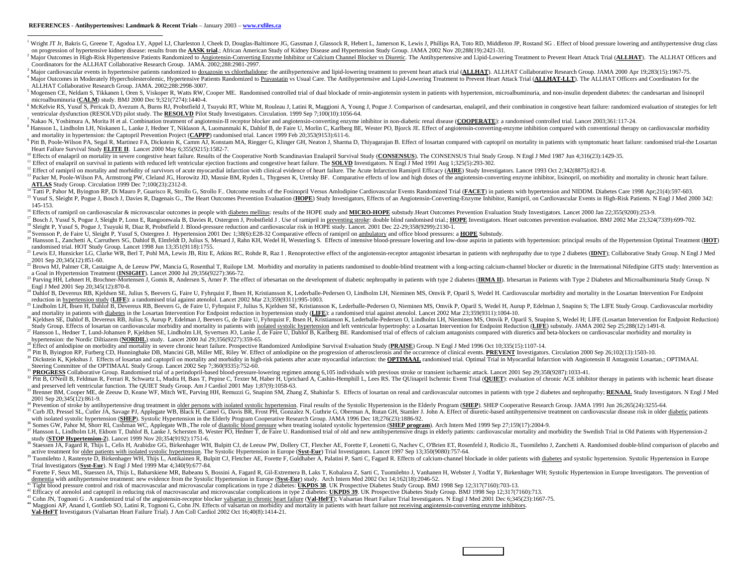**REFERENCES** - **Antihypertensives: Landmark & Recent Trials** – January 2003 – **www.rxfiles.ca**

[1] Wright JT Jr, Bakris G, Greene T, Agodoa LY, Appel LJ, Charleston J, Cheek D, Douglas-Baltimore JG, Gassman J, Glassock R, Hebert L, Jamerson K, Lewis J, Phillips RA, Toto RD, Middleton JP, Rostand SG . Effect of blood pressure lowering and antihypertensive drug class on progression of hypertensive kidney disease: results from the **AASK trial**.; African American Study of Kidney Disease and Hypertension Study Group. JAMA 2002 Nov 20;288(19):2421-31.

[2] Major Outcomes in High-Risk Hypertensive Patients Randomized to Angiotensin-Converting Enzyme Inhibitor or Calcium Channel Blocker vs Diuretic. The Antihypertensive and Lipid-Lowering Treatment to Prevent Heart Attack Trial (**ALLHAT**). The ALLHAT Officers and Coordinators for the ALLHAT Collaborative Research Group. JAMA. 2002;288:2981-2997.

[3] Major cardiovascular events in hypertensive patients randomized to doxazosin vs chlorthalidone: the antihypertensive and lipid-lowering treatment to prevent heart attack trial (**ALLHAT**). ALLHAT Collaborative Research Group. JAMA 2000 Apr 19;283(15):1967-75.

[4] Major Outcomes in Moderately Hypercholesterolemic, Hypertensive Patients Randomized to Pravastatin vs Usual Care. The Antihypertensive and Lipid-Lowering Treatment to Prevent Heart Attack Trial (**ALLHAT-LLT**). The ALLHAT Officers and Coordinators for the ALLHAT Collaborative Research Group. JAMA. 2002;288:2998-3007.

[5] Mogensen CE, Neldam S, Tikkanen I, Oren S, Viskoper R, Watts RW, Cooper ME. Randomised controlled trial of dual blockade of renin-angiotensin system in patients with hypertension, microalbuminuria, and non-insulin dependent diabetes: the candesartan and lisinopril microalbuminuria (**CALM**) study. BMJ 2000 Dec 9;321(7274):1440-4.

[6] McKelvie RS, Yusuf S, Pericak D, Avezum A, Burns RJ, Probstfield J, Tsuyuki RT, White M, Rouleau J, Latini R, Maggioni A, Young J, Pogue J. Comparison of candesartan, enalapril, and their combination in congestive heart failure: randomized evaluation of strategies for left ventricular dysfunction (RESOLVD) pilot study. The **RESOLVD** Pilot Study Investigators. Circulation. 1999 Sep 7;100(10):1056-64.

[7] Nakao N, Yoshimura A, Morita H et al. Combination treatment of angiotensin-II receptor blocker and angiotensin-converting enzyme inhibitor in non-diabetic renal disease (**COOPERATE**): a randomised controlled trial. Lancet 2003;361:117-24.

[8] Hansson L, Lindholm LH, Niskanen L, Lanke J, Hedner T, Niklason A, Luomanmaki K, Dahlof B, de Faire U, Morlin C, Karlberg BE, Wester PO, Bjorck JE. Effect of angiotensin-converting-enzyme inhibition compared with conventional therapy on cardiovascular morbidity and mortality in hypertension: the Captopril Prevention Project (**CAPPP**) randomised trial. Lancet 1999 Feb 20;353(9153):611-6.

[9] Pitt B, Poole-Wilson PA, Segal R, Martinez FA, Dickstein K, Camm AJ, Konstam MA, Riegger G, Klinger GH, Neaton J, Sharma D, Thiyagarajan B. Effect of losartan compared with captopril on mortality in patients with symptomatic heart failure: randomised trial-the Losartan Heart Failure Survival Study **ELITE II**. Lancet 2000 May 6;355(9215):1582-7.

[10] Effects of enalapril on mortality in severe congestive heart failure. Results of the Cooperative North Scandinavian Enalapril Survival Study (**CONSENSUS**). The CONSENSUS Trial Study Group. N Engl J Med 1987 Jun 4;316(23):1429-35.

[11] Effect of enalapril on survival in patients with reduced left ventricular ejection fractions and congestive heart failure. The **SOLVD** Investigators. N Engl J Med 1991 Aug 1;325(5):293-302.

[12] Effect of ramipril on mortality and morbidity of survivors of acute myocardial infarction with clinical evidence of heart failure. The Acute Infarction Ramipril Efficacy (**AIRE**) Study Investigators. Lancet 1993 Oct 2;342(8875):821-8.

[13] Packer M, Poole-Wilson PA, Armstrong PW, Cleland JG, Horowitz JD, Massie BM, Ryden L, Thygesen K, Uretsky BF. Comparative effects of low and high doses of the angiotensin-converting enzyme inhibitor, lisinopril, on morbidity and mortality in chronic heart failure. **ATLAS** Study Group. Circulation 1999 Dec 7;100(23):2312-8.

[14] Tatti P, Pahor M, Byington RP, Di Mauro P, Guarisco R, Strollo G, Strollo F.. Outcome results of the Fosinopril Versus Amlodipine Cardiovascular Events Randomized Trial (**FACET**) in patients with hypertension and NIDDM. Diabetes Care 1998 Apr;21(4):597-603.

[15] Yusuf S, Sleight P, Pogue J, Bosch J, Davies R, Dagenais G., The Heart Outcomes Prevention Evaluation (**HOPE**) Study Investigators, Effects of an Angiotensin-Converting-Enzyme Inhibitor, Ramipril, on Cardiovascular Events in High-Risk Patients. N Engl J Med 2000 342: 145-153.

[16] Effects of ramipril on cardiovascular & microvascular outcomes in people with diabetes mellitus: results of the HOPE study and **MICRO-HOPE** substudy.Heart Outcomes Prevention Evaluation Study Investigators. Lancet 2000 Jan 22;355(9200):253-9.

[17] Bosch J, Yusuf S, Pogue J, Sleight P, Lonn E, Rangoonwala B, Davies R, Ostergren J, Probstfield J . Use of ramipril in preventing stroke: double blind randomised trial.; **HOPE** Investigators. Heart outcomes prevention evaluation. BMJ 2002 Mar 23;324(7339):699-702.

[18] Sleight P, Yusuf S, Pogue J, Tsuyuki R, Diaz R, Probstfield J. Blood-pressure reduction and cardiovascular risk in HOPE study. Lancet. 2001 Dec 22-29;358(9299):2130-1.

[19] Svensson P, de Faire U, Sleight P, Yusuf S, Ostergren J. Hypertension 2001 Dec 1;38(6):E28-32 Comparative effects of ramipril on ambulatory and office blood pressures: a **HOPE** Substudy.

[20] Hansson L, Zanchetti A, Carruthers SG, Dahlof B, Elmfeldt D, Julius S, Menard J, Rahn KH, Wedel H, Westerling S. Effects of intensive blood-pressure lowering and low-dose aspirin in patients with hypertension: principal results of the Hypertension Optimal Treatment (**HOT**) randomised trial. HOT Study Group. Lancet 1998 Jun 13;351(9118):1755.

[21] Lewis EJ, Hunsicker LG, Clarke WR, Berl T, Pohl MA, Lewis JB, Ritz E, Atkins RC, Rohde R, Raz I . Renoprotective effect of the angiotensin-receptor antagonist irbesartan in patients with nephropathy due to type 2 diabetes (**IDNT**); Collaborative Study Group. N Engl J Med 2001 Sep 20;345(12):851-60.

[22] Brown MJ, Palmer CR, Castaigne A, de Leeuw PW, Mancia G, Rosenthal T, Ruilope LM. Morbidity and mortality in patients randomised to double-blind treatment with a long-acting calcium-channel blocker or diuretic in the International Nifedipine GITS study: Intervention as a Goal in Hypertension Treatment (**INSIGHT**). Lancet 2000 Jul 29;356(9227):366-72.

[23] Parving HH, Lehnert H, Brochner-Mortensen J, Gomis R, Andersen S, Arner P. The effect of irbesartan on the development of diabetic nephropathy in patients with type 2 diabetes (**IRMA II**). Irbesartan in Patients with Type 2 Diabetes and Microalbuminuria Study Group. N Engl J Med 2001 Sep 20;345(12):870-8.

[24] Dahlof B, Devereux RB, Kjeldsen SE, Julius S, Beevers G, Faire U, Fyhrquist F, Ibsen H, Kristiansson K, Lederballe-Pedersen O, Lindholm LH, Nieminen MS, Omvik P, Oparil S, Wedel H. Cardiovascular morbidity and mortality in the Losartan Intervention For Endpoint reduction in hypertension study (**LIFE**): a randomised trial against atenolol. Lancet 2002 Mar 23;359(9311):995-1003.

[25] Lindholm LH, Ibsen H, Dahlof B, Devereux RB, Beevers G, de Faire U, Fyhrquist F, Julius S, Kjeldsen SE, Kristiansson K, Lederballe-Pedersen O, Nieminen MS, Omvik P, Oparil S, Wedel H, Aurup P, Edelman J, Snapinn S; The LIFE Study Group. Cardiovascular morbidity and mortality in patients with diabetes in the Losartan Intervention For Endpoint reduction in hypertension study (**LIFE**): a randomised trial against atenolol. Lancet 2002 Mar 23;359(9311):1004-10.

[26] Kjeldsen SE, Dahlof B, Devereux RB, Julius S, Aurup P, Edelman J, Beevers G, de Faire U, Fyhrquist F, Ibsen H, Kristianson K, Lederballe-Pedersen O, Lindholm LH, Nieminen MS, Omvik P, Oparil S, Snapinn S, Wedel H; LIFE (Losartan Intervention for Endpoint Reduction) Study Group. Effects of losartan on cardiovascular morbidity and mortality in patients with isolated systolic hypertension and left ventricular hypertrophy: a Losartan Intervention for Endpoint Reduction (**LIFE**) substudy. JAMA 2002 Sep 25;288(12):1491-8.

[27] Hansson L, Hedner T, Lund-Johansen P, Kjeldsen SE, Lindholm LH, Syvertsen JO, Lanke J, de Faire U, Dahlof B, Karlberg BE. Randomised trial of effects of calcium antagonists compared with diuretics and beta-blockers on cardiovascular morbidity and mortality in hypertension: the Nordic Diltiazem (**NORDIL**) study. Lancet 2000 Jul 29;356(9227):359-65.

[28] Effect of amlodipine on morbidity and mortality in severe chronic heart failure. Prospective Randomized Amlodipine Survival Evaluation Study (**PRAISE**) Group. N Engl J Med 1996 Oct 10;335(15):1107-14.

[29] Pitt B, Byington RP, Furberg CD, Hunninghake DB, Mancini GB, Miller ME, Riley W. Effect of amlodipine on the progression of atherosclerosis and the occurrence of clinical events. **PREVENT** Investigators. Circulation 2000 Sep 26;102(13):1503-10.

[30] Dickstein K, Kjekshus J. Effects of losartan and captopril on mortality and morbidity in high-risk patients after acute myocardial infarction: the **OPTIMAAL** randomised trial. Optimal Trial in Myocardial Infarction with Angiotensin II Antagonist Losartan.; OPTIMAAL Steering Committee of the OPTIMAAL Study Group. Lancet 2002 Sep 7;360(9335):752-60.

[31] **PROGRESS** Collaborative Group. Randomised trial of a perindopril-based blood-pressure-lowering regimen among 6,105 individuals with previous stroke or transient ischaemic attack. Lancet 2001 Sep 29;358(9287):1033-41.

[32] Pitt B, O'Neill B, Feldman R, Ferrari R, Schwartz L, Mudra H, Bass T, Pepine C, Texter M, Haber H, Uprichard A, Cashin-Hemphill L, Lees RS. The QUinapril Ischemic Event Trial (**QUIET**): evaluation of chronic ACE inhibitor therapy in patients with ischemic heart disease and preserved left ventricular function. The QUIET Study Group. Am J Cardiol 2001 May 1;87(9):1058-63.

[33] Brenner BM, Cooper ME, de Zeeuw D, Keane WF, Mitch WE, Parving HH, Remuzzi G, Snapinn SM, Zhang Z, Shahinfar S. Effects of losartan on renal and cardiovascular outcomes in patients with type 2 diabetes and nephropathy; **RENAAL** Study Investigators. N Engl J Med 2001 Sep 20;345(12):861-9.

[34] Prevention of stroke by antihypertensive drug treatment in older persons with isolated systolic hypertension. Final results of the Systolic Hypertension in the Elderly Program (**SHEP**). SHEP Cooperative Research Group. JAMA 1991 Jun 26;265(24):3255-64.

[35] Curb JD, Pressel SL, Cutler JA, Savage PJ, Applegate WB, Black H, Camel G, Davis BR, Frost PH, Gonzalez N, Guthrie G, Oberman A, Rutan GH, Stamler J. John A. Effect of diuretic-based antihypertensive treatment on cardiovascular disease risk in older diabetic patients with isolated systolic hypertension (**SHEP**). Systolic Hypertension in the Elderly Program Cooperative Research Group. JAMA 1996 Dec 18;276(23):1886-92.

[36] Somes GW, Pahor M, Shorr RI, Cushman WC, Applegate WB.,The role of diastolic blood pressure when treating isolated systolic hypertension (**SHEP program**). Arch Intern Med 1999 Sep 27;159(17):2004-9.

[37] Hansson L, Lindholm LH, Ekbom T, Dahlof B, Lanke J, Schersten B, Wester PO, Hedner T, de Faire U. Randomised trial of old and new antihypertensive drugs in elderly patients: cardiovascular mortality and morbidity the Swedish Trial in Old Patients with Hypertension-2 study (**STOP Hypertension-2**). Lancet 1999 Nov 20;354(9192):1751-6.

[38] Staessen JA, Fagard R, Thijs L, Celis H, Arabidze GG, Birkenhager WH, Bulpitt CJ, de Leeuw PW, Dollery CT, Fletcher AE, Forette F, Leonetti G, Nachev C, O'Brien ET, Rosenfeld J, Rodicio JL, Tuomilehto J, Zanchetti A. Randomised double-blind comparison of placebo and active treatment for older patients with isolated systolic hypertension. The Systolic Hypertension in Europe (**Syst-Eur**) Trial Investigators. Lancet 1997 Sep 13;350(9080):757-64.

[39] Tuomilehto J, Rastenyte D, Birkenhager WH, Thijs L, Antikainen R, Bulpitt CJ, Fletcher AE, Forette F, Goldhaber A, Palatini P, Sarti C, Fagard R. Effects of calcium-channel blockade in older patients with diabetes and systolic hypertension. Systolic Hypertension in Europe Trial Investigators (**Syst-Eur**). N Engl J Med 1999 Mar 4;340(9):677-84.

[40] Forette F, Seux ML, Staessen JA, Thijs L, Babarskiene MR, Babeanu S, Bossini A, Fagard R, Gil-Extremera B, Laks T, Kobalava Z, Sarti C, Tuomilehto J, Vanhanen H, Webster J, Yodfat Y, Birkenhager WH; Systolic Hypertension in Europe Investigators. The prevention of dementia with antihypertensive treatment: new evidence from the Systolic Hypertension in Europe (**Syst-Eur**) study. Arch Intern Med 2002 Oct 14;162(18):2046-52.

[41] Tight blood pressure control and risk of macrovascular and microvascular complications in type 2 diabetes: **UKPDS 38**. UK Prospective Diabetes Study Group. BMJ 1998 Sep 12;317(7160):703-13.

[42] Efficacy of atenolol and captopril in reducing risk of macrovascular and microvascular complications in type 2 diabetes: **UKPDS 39**. UK Prospective Diabetes Study Group. BMJ 1998 Sep 12;317(7160):713.

[43] Cohn JN, Tognoni G . A randomized trial of the angiotensin-receptor blocker valsartan in chronic heart failure (**Val-HeFT**); Valsartan Heart Failure Trial Investigators. N Engl J Med 2001 Dec 6;345(23):1667-75.

[44] Maggioni AP, Anand I, Gottlieb SO, Latini R, Tognoni G, Cohn JN. Effects of valsartan on morbidity and mortality in patients with heart failure not receiving angiotensin-converting enzyme inhibitors. **Val-HeFT** Investigators (Valsartan Heart Failure Trial). J Am Coll Cardiol 2002 Oct 16;40(8):1414-21.